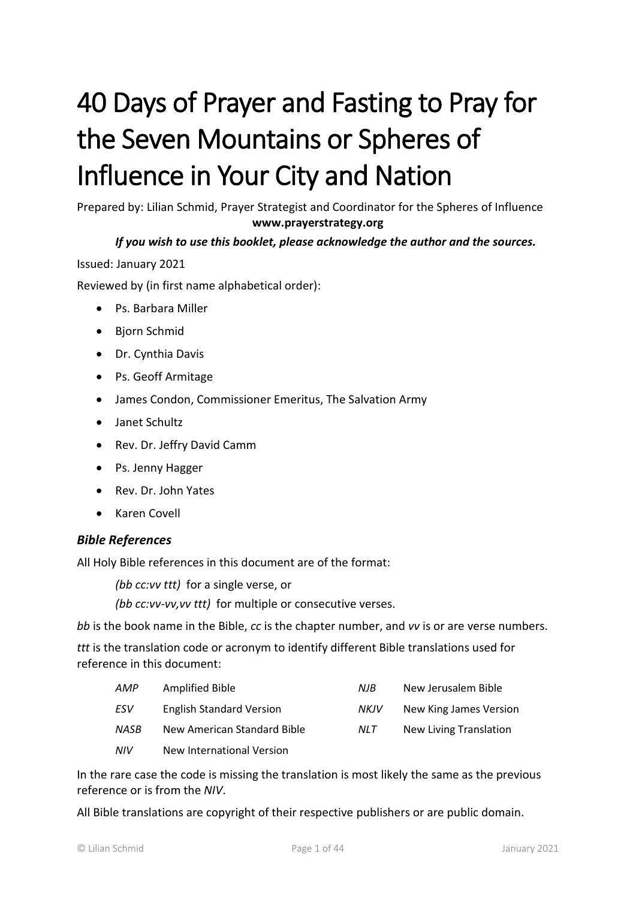# 40 Days of Prayer and Fasting to Pray for the Seven Mountains or Spheres of Influence in Your City and Nation

Prepared by: Lilian Schmid, Prayer Strategist and Coordinator for the Spheres of Influence

**www.prayerstrategy.org**

***If you wish to use this booklet, please acknowledge the author and the sources.***

Issued: January 2021

Reviewed by (in first name alphabetical order):

- Ps. Barbara Miller
- Bjorn Schmid
- Dr. Cynthia Davis
- Ps. Geoff Armitage
- James Condon, Commissioner Emeritus, The Salvation Army
- Janet Schultz
- Rev. Dr. Jeffry David Camm
- Ps. Jenny Hagger
- Rev. Dr. John Yates
- Karen Covell

### *Bible References*

All Holy Bible references in this document are of the format:

*(bb cc:vv ttt)* for a single verse, or

*(bb cc:vv-vv,vv ttt)* for multiple or consecutive verses.

*bb* is the book name in the Bible, *cc* is the chapter number, and *vv* is or are verse numbers.

*ttt* is the translation code or acronym to identify different Bible translations used for reference in this document:

| | | | |
|---|---|---|---|
| *AMP* | Amplified Bible | *NJB* | New Jerusalem Bible |
| *ESV* | English Standard Version | *NKJV* | New King James Version |
| *NASB* | New American Standard Bible | *NLT* | New Living Translation |
| *NIV* | New International Version | | |

In the rare case the code is missing the translation is most likely the same as the previous reference or is from the *NIV*.

All Bible translations are copyright of their respective publishers or are public domain.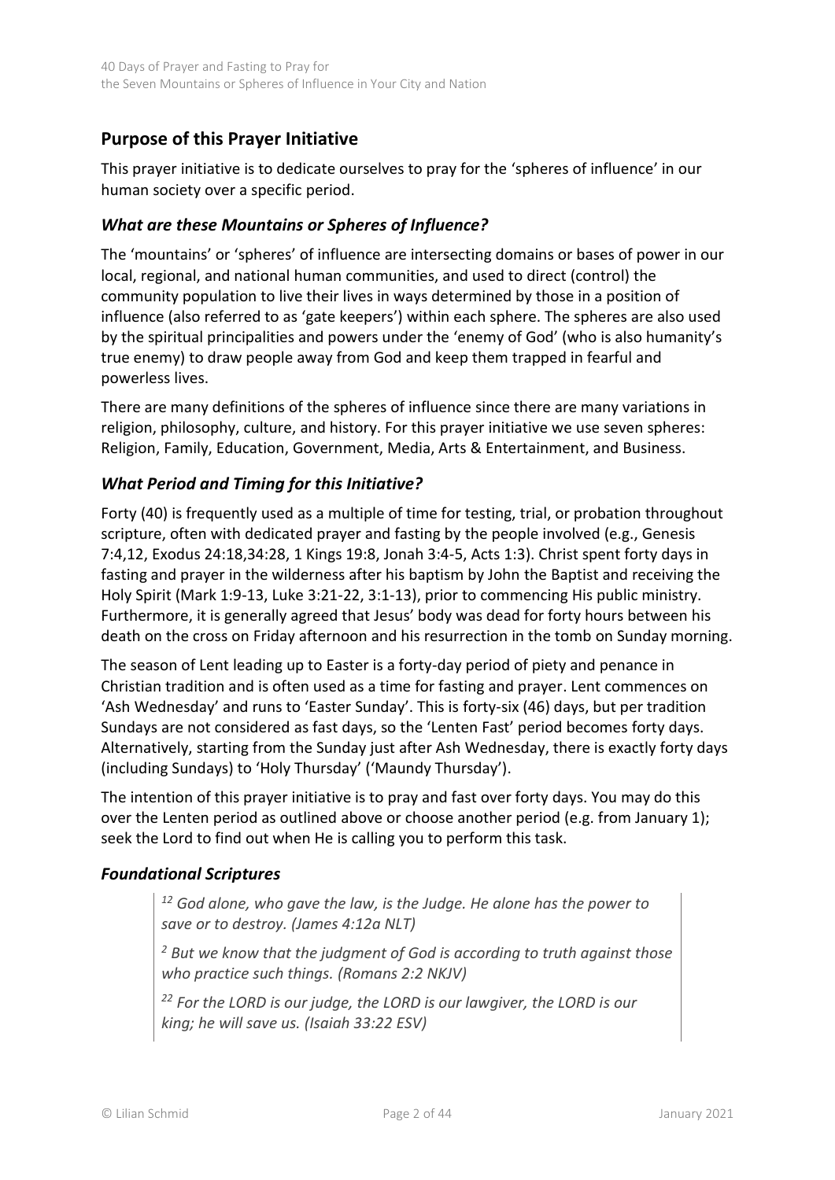## Purpose of this Prayer Initiative

This prayer initiative is to dedicate ourselves to pray for the 'spheres of influence' in our human society over a specific period.

### *What are these Mountains or Spheres of Influence?*

The 'mountains' or 'spheres' of influence are intersecting domains or bases of power in our local, regional, and national human communities, and used to direct (control) the community population to live their lives in ways determined by those in a position of influence (also referred to as 'gate keepers') within each sphere. The spheres are also used by the spiritual principalities and powers under the 'enemy of God' (who is also humanity's true enemy) to draw people away from God and keep them trapped in fearful and powerless lives.

There are many definitions of the spheres of influence since there are many variations in religion, philosophy, culture, and history. For this prayer initiative we use seven spheres: Religion, Family, Education, Government, Media, Arts & Entertainment, and Business.

### *What Period and Timing for this Initiative?*

Forty (40) is frequently used as a multiple of time for testing, trial, or probation throughout scripture, often with dedicated prayer and fasting by the people involved (e.g., Genesis 7:4,12, Exodus 24:18,34:28, 1 Kings 19:8, Jonah 3:4-5, Acts 1:3). Christ spent forty days in fasting and prayer in the wilderness after his baptism by John the Baptist and receiving the Holy Spirit (Mark 1:9-13, Luke 3:21-22, 3:1-13), prior to commencing His public ministry. Furthermore, it is generally agreed that Jesus' body was dead for forty hours between his death on the cross on Friday afternoon and his resurrection in the tomb on Sunday morning.

The season of Lent leading up to Easter is a forty-day period of piety and penance in Christian tradition and is often used as a time for fasting and prayer. Lent commences on 'Ash Wednesday' and runs to 'Easter Sunday'. This is forty-six (46) days, but per tradition Sundays are not considered as fast days, so the 'Lenten Fast' period becomes forty days. Alternatively, starting from the Sunday just after Ash Wednesday, there is exactly forty days (including Sundays) to 'Holy Thursday' ('Maundy Thursday').

The intention of this prayer initiative is to pray and fast over forty days. You may do this over the Lenten period as outlined above or choose another period (e.g. from January 1); seek the Lord to find out when He is calling you to perform this task.

### *Foundational Scriptures*

> *[12] God alone, who gave the law, is the Judge. He alone has the power to save or to destroy. (James 4:12a NLT)*
>
> *[2] But we know that the judgment of God is according to truth against those who practice such things. (Romans 2:2 NKJV)*
>
> *[22] For the LORD is our judge, the LORD is our lawgiver, the LORD is our king; he will save us. (Isaiah 33:22 ESV)*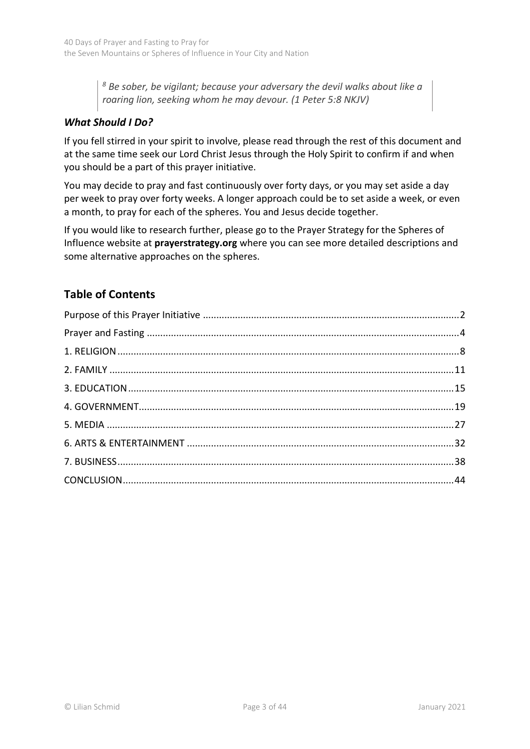> [8] *Be sober, be vigilant; because your adversary the devil walks about like a roaring lion, seeking whom he may devour. (1 Peter 5:8 NKJV)*

### *What Should I Do?*

If you fell stirred in your spirit to involve, please read through the rest of this document and at the same time seek our Lord Christ Jesus through the Holy Spirit to confirm if and when you should be a part of this prayer initiative.

You may decide to pray and fast continuously over forty days, or you may set aside a day per week to pray over forty weeks. A longer approach could be to set aside a week, or even a month, to pray for each of the spheres. You and Jesus decide together.

If you would like to research further, please go to the Prayer Strategy for the Spheres of Influence website at **prayerstrategy.org** where you can see more detailed descriptions and some alternative approaches on the spheres.

## Table of Contents

Purpose of this Prayer Initiative ..... 2
Prayer and Fasting ..... 4
1. RELIGION ..... 8
2. FAMILY ..... 11
3. EDUCATION ..... 15
4. GOVERNMENT ..... 19
5. MEDIA ..... 27
6. ARTS & ENTERTAINMENT ..... 32
7. BUSINESS ..... 38
CONCLUSION ..... 44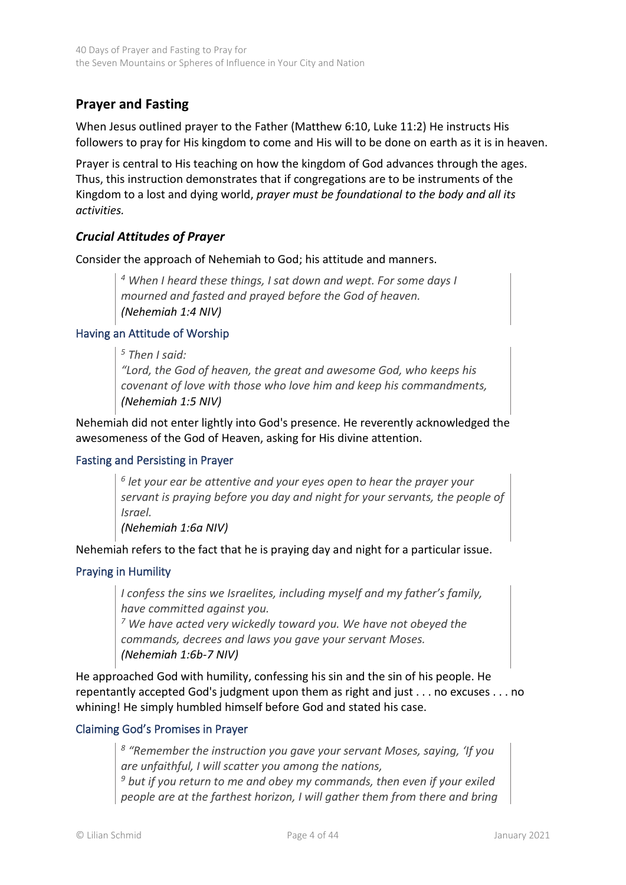## Prayer and Fasting

When Jesus outlined prayer to the Father (Matthew 6:10, Luke 11:2) He instructs His followers to pray for His kingdom to come and His will to be done on earth as it is in heaven.

Prayer is central to His teaching on how the kingdom of God advances through the ages. Thus, this instruction demonstrates that if congregations are to be instruments of the Kingdom to a lost and dying world, *prayer must be foundational to the body and all its activities.*

### *Crucial Attitudes of Prayer*

Consider the approach of Nehemiah to God; his attitude and manners.

> *[4] When I heard these things, I sat down and wept. For some days I mourned and fasted and prayed before the God of heaven.*
> ***(Nehemiah 1:4 NIV)***

#### Having an Attitude of Worship

> *[5] Then I said:*
> *"Lord, the God of heaven, the great and awesome God, who keeps his covenant of love with those who love him and keep his commandments,*
> ***(Nehemiah 1:5 NIV)***

Nehemiah did not enter lightly into God's presence. He reverently acknowledged the awesomeness of the God of Heaven, asking for His divine attention.

#### Fasting and Persisting in Prayer

> *[6] let your ear be attentive and your eyes open to hear the prayer your servant is praying before you day and night for your servants, the people of Israel.*
> ***(Nehemiah 1:6a NIV)***

Nehemiah refers to the fact that he is praying day and night for a particular issue.

#### Praying in Humility

> *I confess the sins we Israelites, including myself and my father's family, have committed against you.*
> *[7] We have acted very wickedly toward you. We have not obeyed the commands, decrees and laws you gave your servant Moses.*
> ***(Nehemiah 1:6b-7 NIV)***

He approached God with humility, confessing his sin and the sin of his people. He repentantly accepted God's judgment upon them as right and just . . . no excuses . . . no whining! He simply humbled himself before God and stated his case.

#### Claiming God's Promises in Prayer

> *[8] "Remember the instruction you gave your servant Moses, saying, 'If you are unfaithful, I will scatter you among the nations,*
> *[9] but if you return to me and obey my commands, then even if your exiled people are at the farthest horizon, I will gather them from there and bring*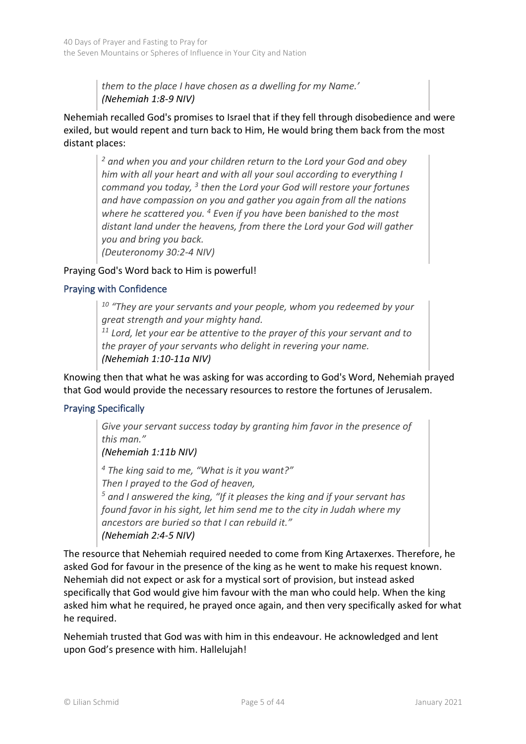> *them to the place I have chosen as a dwelling for my Name.'*
> ***(Nehemiah 1:8-9 NIV)***

Nehemiah recalled God's promises to Israel that if they fell through disobedience and were exiled, but would repent and turn back to Him, He would bring them back from the most distant places:

> *[2] and when you and your children return to the Lord your God and obey him with all your heart and with all your soul according to everything I command you today, [3] then the Lord your God will restore your fortunes and have compassion on you and gather you again from all the nations where he scattered you. [4] Even if you have been banished to the most distant land under the heavens, from there the Lord your God will gather you and bring you back.*
> *(Deuteronomy 30:2-4 NIV)*

Praying God's Word back to Him is powerful!

### Praying with Confidence

> *[10] "They are your servants and your people, whom you redeemed by your great strength and your mighty hand.*
> *[11] Lord, let your ear be attentive to the prayer of this your servant and to the prayer of your servants who delight in revering your name.*
> ***(Nehemiah 1:10-11a NIV)***

Knowing then that what he was asking for was according to God's Word, Nehemiah prayed that God would provide the necessary resources to restore the fortunes of Jerusalem.

### Praying Specifically

> *Give your servant success today by granting him favor in the presence of this man."*
> ***(Nehemiah 1:11b NIV)***
>
> *[4] The king said to me, "What is it you want?"*
> *Then I prayed to the God of heaven,*
> *[5] and I answered the king, "If it pleases the king and if your servant has found favor in his sight, let him send me to the city in Judah where my ancestors are buried so that I can rebuild it."*
> ***(Nehemiah 2:4-5 NIV)***

The resource that Nehemiah required needed to come from King Artaxerxes. Therefore, he asked God for favour in the presence of the king as he went to make his request known. Nehemiah did not expect or ask for a mystical sort of provision, but instead asked specifically that God would give him favour with the man who could help. When the king asked him what he required, he prayed once again, and then very specifically asked for what he required.

Nehemiah trusted that God was with him in this endeavour. He acknowledged and lent upon God's presence with him. Hallelujah!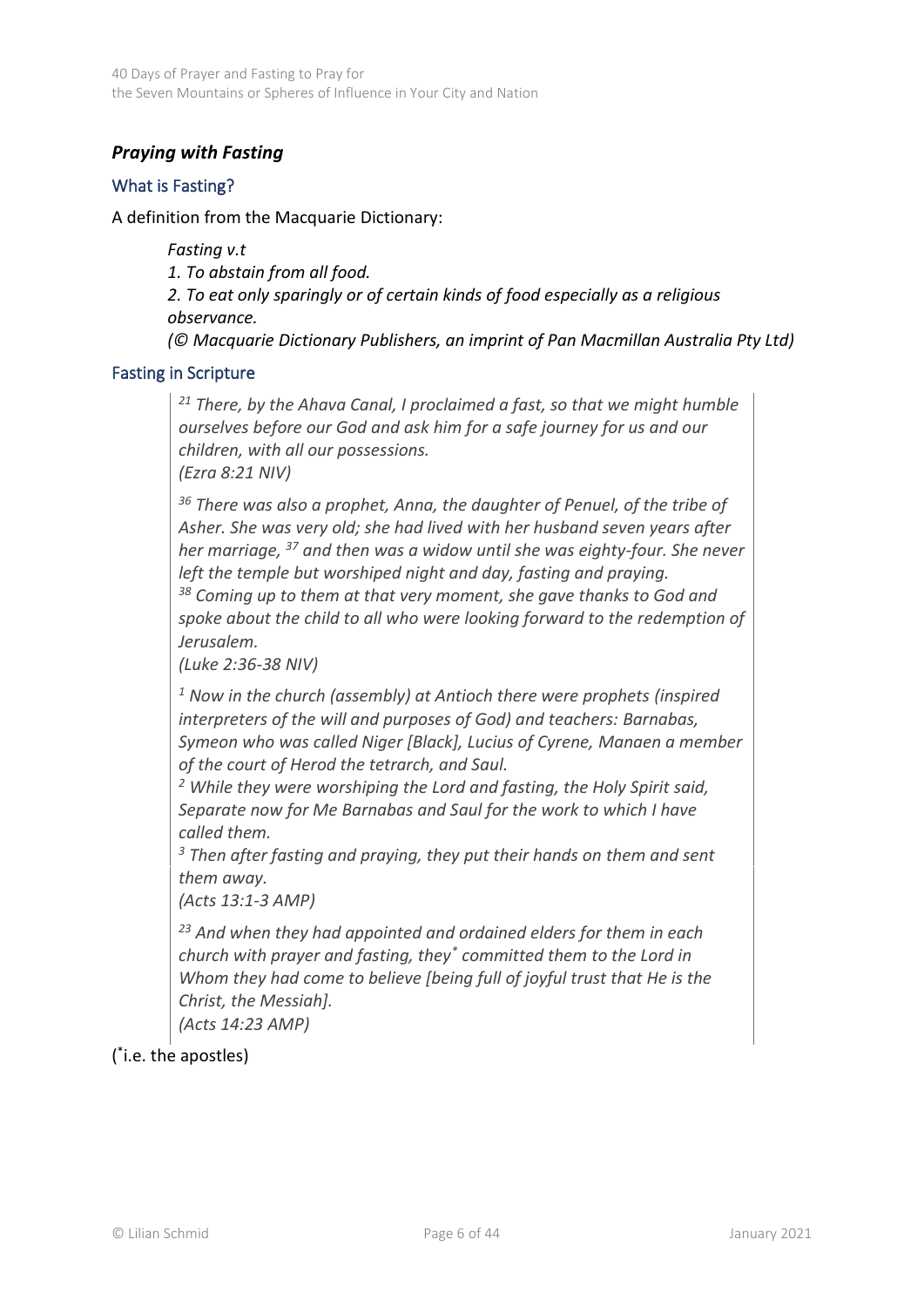## *Praying with Fasting*

### What is Fasting?

A definition from the Macquarie Dictionary:

> *Fasting v.t*
> *1. To abstain from all food.*
> *2. To eat only sparingly or of certain kinds of food especially as a religious observance.*
> *(© Macquarie Dictionary Publishers, an imprint of Pan Macmillan Australia Pty Ltd)*

### Fasting in Scripture

> *[21] There, by the Ahava Canal, I proclaimed a fast, so that we might humble ourselves before our God and ask him for a safe journey for us and our children, with all our possessions.*
> *(Ezra 8:21 NIV)*
>
> *[36] There was also a prophet, Anna, the daughter of Penuel, of the tribe of Asher. She was very old; she had lived with her husband seven years after her marriage, [37] and then was a widow until she was eighty-four. She never left the temple but worshiped night and day, fasting and praying.*
> *[38] Coming up to them at that very moment, she gave thanks to God and spoke about the child to all who were looking forward to the redemption of Jerusalem.*
> *(Luke 2:36-38 NIV)*
>
> *[1] Now in the church (assembly) at Antioch there were prophets (inspired interpreters of the will and purposes of God) and teachers: Barnabas, Symeon who was called Niger [Black], Lucius of Cyrene, Manaen a member of the court of Herod the tetrarch, and Saul.*
> *[2] While they were worshiping the Lord and fasting, the Holy Spirit said, Separate now for Me Barnabas and Saul for the work to which I have called them.*
> *[3] Then after fasting and praying, they put their hands on them and sent them away.*
> *(Acts 13:1-3 AMP)*
>
> *[23] And when they had appointed and ordained elders for them in each church with prayer and fasting, they\* committed them to the Lord in Whom they had come to believe [being full of joyful trust that He is the Christ, the Messiah].*
> *(Acts 14:23 AMP)*

(*i.e. the apostles)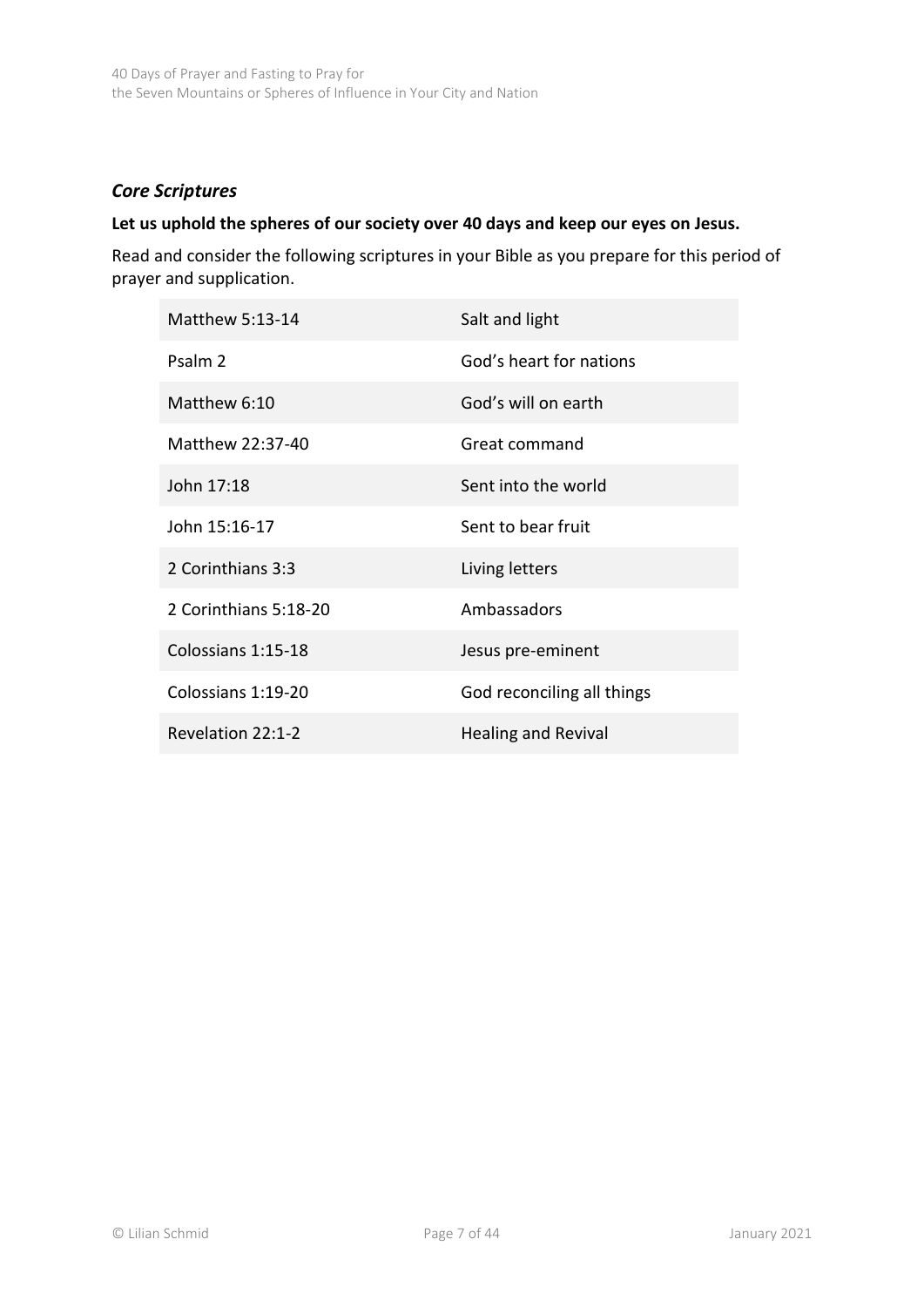### *Core Scriptures*

**Let us uphold the spheres of our society over 40 days and keep our eyes on Jesus.**

Read and consider the following scriptures in your Bible as you prepare for this period of prayer and supplication.

| | |
|---|---|
| Matthew 5:13-14 | Salt and light |
| Psalm 2 | God's heart for nations |
| Matthew 6:10 | God's will on earth |
| Matthew 22:37-40 | Great command |
| John 17:18 | Sent into the world |
| John 15:16-17 | Sent to bear fruit |
| 2 Corinthians 3:3 | Living letters |
| 2 Corinthians 5:18-20 | Ambassadors |
| Colossians 1:15-18 | Jesus pre-eminent |
| Colossians 1:19-20 | God reconciling all things |
| Revelation 22:1-2 | Healing and Revival |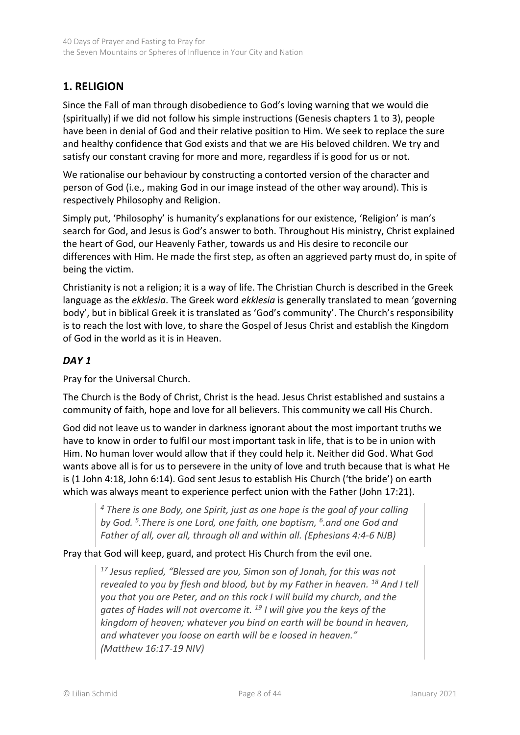## 1. RELIGION

Since the Fall of man through disobedience to God's loving warning that we would die (spiritually) if we did not follow his simple instructions (Genesis chapters 1 to 3), people have been in denial of God and their relative position to Him. We seek to replace the sure and healthy confidence that God exists and that we are His beloved children. We try and satisfy our constant craving for more and more, regardless if is good for us or not.

We rationalise our behaviour by constructing a contorted version of the character and person of God (i.e., making God in our image instead of the other way around). This is respectively Philosophy and Religion.

Simply put, 'Philosophy' is humanity's explanations for our existence, 'Religion' is man's search for God, and Jesus is God's answer to both. Throughout His ministry, Christ explained the heart of God, our Heavenly Father, towards us and His desire to reconcile our differences with Him. He made the first step, as often an aggrieved party must do, in spite of being the victim.

Christianity is not a religion; it is a way of life. The Christian Church is described in the Greek language as the *ekklesia*. The Greek word *ekklesia* is generally translated to mean 'governing body', but in biblical Greek it is translated as 'God's community'. The Church's responsibility is to reach the lost with love, to share the Gospel of Jesus Christ and establish the Kingdom of God in the world as it is in Heaven.

### *DAY 1*

Pray for the Universal Church.

The Church is the Body of Christ, Christ is the head. Jesus Christ established and sustains a community of faith, hope and love for all believers. This community we call His Church.

God did not leave us to wander in darkness ignorant about the most important truths we have to know in order to fulfil our most important task in life, that is to be in union with Him. No human lover would allow that if they could help it. Neither did God. What God wants above all is for us to persevere in the unity of love and truth because that is what He is (1 John 4:18, John 6:14). God sent Jesus to establish His Church ('the bride') on earth which was always meant to experience perfect union with the Father (John 17:21).

> *[4] There is one Body, one Spirit, just as one hope is the goal of your calling by God. [5].There is one Lord, one faith, one baptism, [6].and one God and Father of all, over all, through all and within all. (Ephesians 4:4-6 NJB)*

Pray that God will keep, guard, and protect His Church from the evil one.

> *[17] Jesus replied, "Blessed are you, Simon son of Jonah, for this was not revealed to you by flesh and blood, but by my Father in heaven. [18] And I tell you that you are Peter, and on this rock I will build my church, and the gates of Hades will not overcome it. [19] I will give you the keys of the kingdom of heaven; whatever you bind on earth will be bound in heaven, and whatever you loose on earth will be e loosed in heaven." (Matthew 16:17-19 NIV)*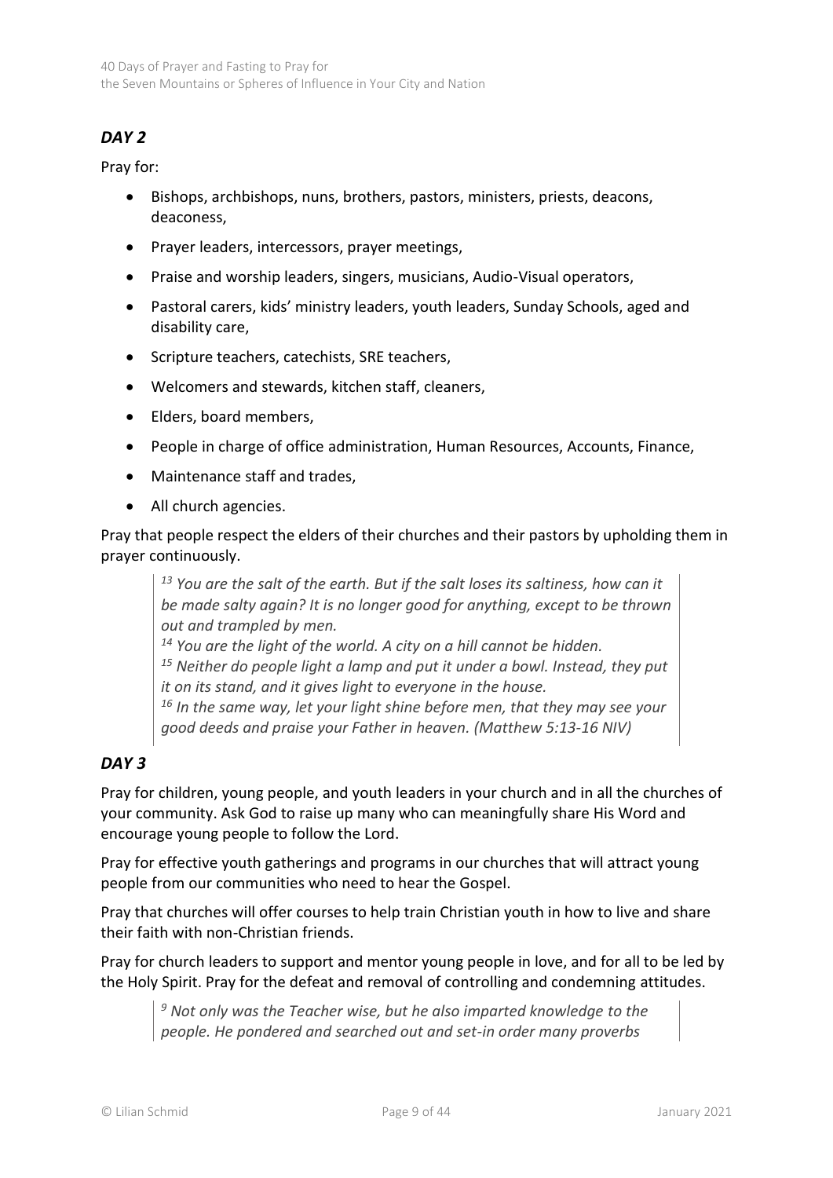## *DAY 2*

Pray for:

- Bishops, archbishops, nuns, brothers, pastors, ministers, priests, deacons, deaconess,
- Prayer leaders, intercessors, prayer meetings,
- Praise and worship leaders, singers, musicians, Audio-Visual operators,
- Pastoral carers, kids' ministry leaders, youth leaders, Sunday Schools, aged and disability care,
- Scripture teachers, catechists, SRE teachers,
- Welcomers and stewards, kitchen staff, cleaners,
- Elders, board members,
- People in charge of office administration, Human Resources, Accounts, Finance,
- Maintenance staff and trades,
- All church agencies.

Pray that people respect the elders of their churches and their pastors by upholding them in prayer continuously.

> *[13] You are the salt of the earth. But if the salt loses its saltiness, how can it be made salty again? It is no longer good for anything, except to be thrown out and trampled by men.*
> *[14] You are the light of the world. A city on a hill cannot be hidden.*
> *[15] Neither do people light a lamp and put it under a bowl. Instead, they put it on its stand, and it gives light to everyone in the house.*
> *[16] In the same way, let your light shine before men, that they may see your good deeds and praise your Father in heaven. (Matthew 5:13-16 NIV)*

## *DAY 3*

Pray for children, young people, and youth leaders in your church and in all the churches of your community. Ask God to raise up many who can meaningfully share His Word and encourage young people to follow the Lord.

Pray for effective youth gatherings and programs in our churches that will attract young people from our communities who need to hear the Gospel.

Pray that churches will offer courses to help train Christian youth in how to live and share their faith with non-Christian friends.

Pray for church leaders to support and mentor young people in love, and for all to be led by the Holy Spirit. Pray for the defeat and removal of controlling and condemning attitudes.

> *[9] Not only was the Teacher wise, but he also imparted knowledge to the people. He pondered and searched out and set-in order many proverbs*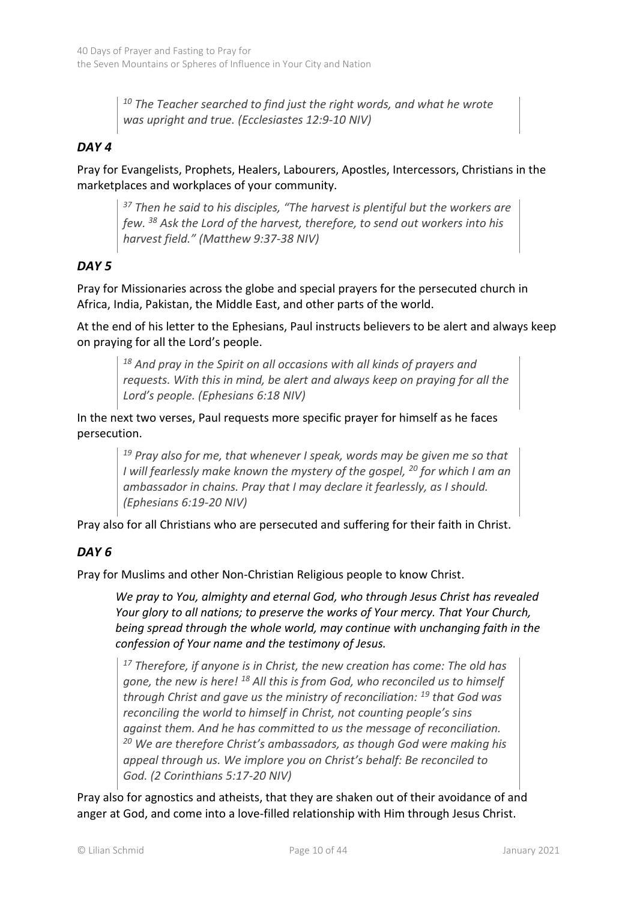> *[10] The Teacher searched to find just the right words, and what he wrote was upright and true. (Ecclesiastes 12:9-10 NIV)*

### *DAY 4*

Pray for Evangelists, Prophets, Healers, Labourers, Apostles, Intercessors, Christians in the marketplaces and workplaces of your community.

> *[37] Then he said to his disciples, "The harvest is plentiful but the workers are few. [38] Ask the Lord of the harvest, therefore, to send out workers into his harvest field." (Matthew 9:37-38 NIV)*

### *DAY 5*

Pray for Missionaries across the globe and special prayers for the persecuted church in Africa, India, Pakistan, the Middle East, and other parts of the world.

At the end of his letter to the Ephesians, Paul instructs believers to be alert and always keep on praying for all the Lord's people.

> *[18] And pray in the Spirit on all occasions with all kinds of prayers and requests. With this in mind, be alert and always keep on praying for all the Lord's people. (Ephesians 6:18 NIV)*

In the next two verses, Paul requests more specific prayer for himself as he faces persecution.

> *[19] Pray also for me, that whenever I speak, words may be given me so that I will fearlessly make known the mystery of the gospel, [20] for which I am an ambassador in chains. Pray that I may declare it fearlessly, as I should. (Ephesians 6:19-20 NIV)*

Pray also for all Christians who are persecuted and suffering for their faith in Christ.

### *DAY 6*

Pray for Muslims and other Non-Christian Religious people to know Christ.

*We pray to You, almighty and eternal God, who through Jesus Christ has revealed Your glory to all nations; to preserve the works of Your mercy. That Your Church, being spread through the whole world, may continue with unchanging faith in the confession of Your name and the testimony of Jesus.*

> *[17] Therefore, if anyone is in Christ, the new creation has come: The old has gone, the new is here! [18] All this is from God, who reconciled us to himself through Christ and gave us the ministry of reconciliation: [19] that God was reconciling the world to himself in Christ, not counting people's sins against them. And he has committed to us the message of reconciliation. [20] We are therefore Christ's ambassadors, as though God were making his appeal through us. We implore you on Christ's behalf: Be reconciled to God. (2 Corinthians 5:17-20 NIV)*

Pray also for agnostics and atheists, that they are shaken out of their avoidance of and anger at God, and come into a love-filled relationship with Him through Jesus Christ.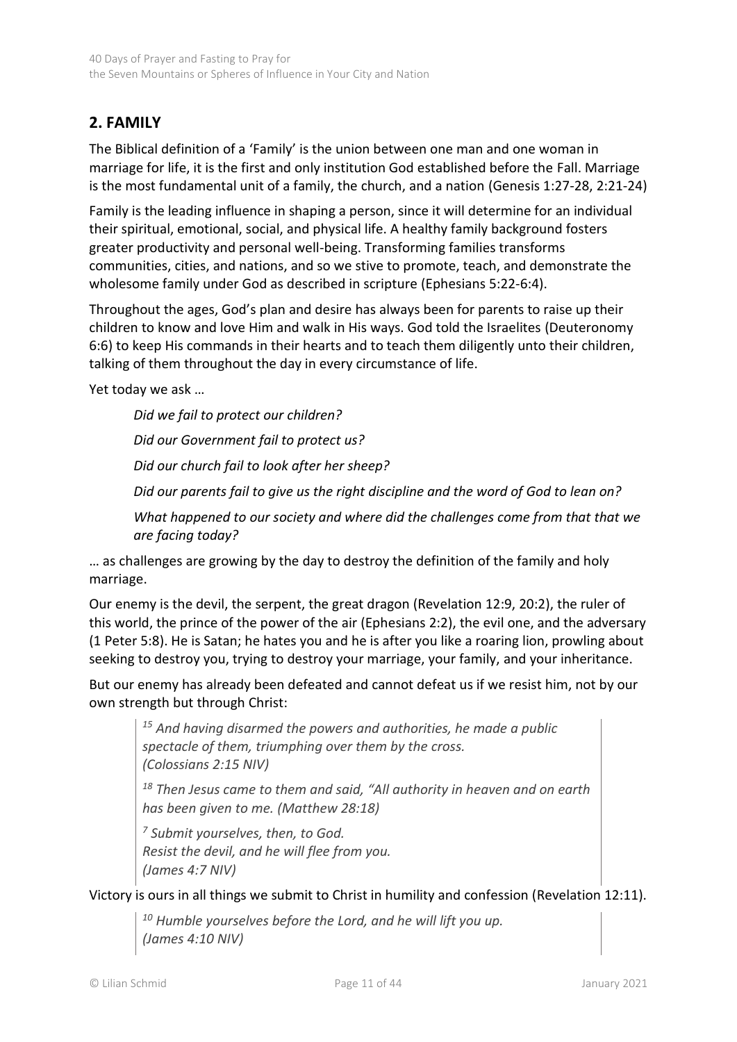## 2. FAMILY

The Biblical definition of a 'Family' is the union between one man and one woman in marriage for life, it is the first and only institution God established before the Fall. Marriage is the most fundamental unit of a family, the church, and a nation (Genesis 1:27-28, 2:21-24)

Family is the leading influence in shaping a person, since it will determine for an individual their spiritual, emotional, social, and physical life. A healthy family background fosters greater productivity and personal well-being. Transforming families transforms communities, cities, and nations, and so we stive to promote, teach, and demonstrate the wholesome family under God as described in scripture (Ephesians 5:22-6:4).

Throughout the ages, God's plan and desire has always been for parents to raise up their children to know and love Him and walk in His ways. God told the Israelites (Deuteronomy 6:6) to keep His commands in their hearts and to teach them diligently unto their children, talking of them throughout the day in every circumstance of life.

Yet today we ask …

> *Did we fail to protect our children?*
>
> *Did our Government fail to protect us?*
>
> *Did our church fail to look after her sheep?*
>
> *Did our parents fail to give us the right discipline and the word of God to lean on?*
>
> *What happened to our society and where did the challenges come from that that we are facing today?*

… as challenges are growing by the day to destroy the definition of the family and holy marriage.

Our enemy is the devil, the serpent, the great dragon (Revelation 12:9, 20:2), the ruler of this world, the prince of the power of the air (Ephesians 2:2), the evil one, and the adversary (1 Peter 5:8). He is Satan; he hates you and he is after you like a roaring lion, prowling about seeking to destroy you, trying to destroy your marriage, your family, and your inheritance.

But our enemy has already been defeated and cannot defeat us if we resist him, not by our own strength but through Christ:

> [15] *And having disarmed the powers and authorities, he made a public spectacle of them, triumphing over them by the cross.*
> *(Colossians 2:15 NIV)*
>
> [18] *Then Jesus came to them and said, "All authority in heaven and on earth has been given to me. (Matthew 28:18)*
>
> [7] *Submit yourselves, then, to God.*
> *Resist the devil, and he will flee from you.*
> *(James 4:7 NIV)*

Victory is ours in all things we submit to Christ in humility and confession (Revelation 12:11).

> [10] *Humble yourselves before the Lord, and he will lift you up.*
> *(James 4:10 NIV)*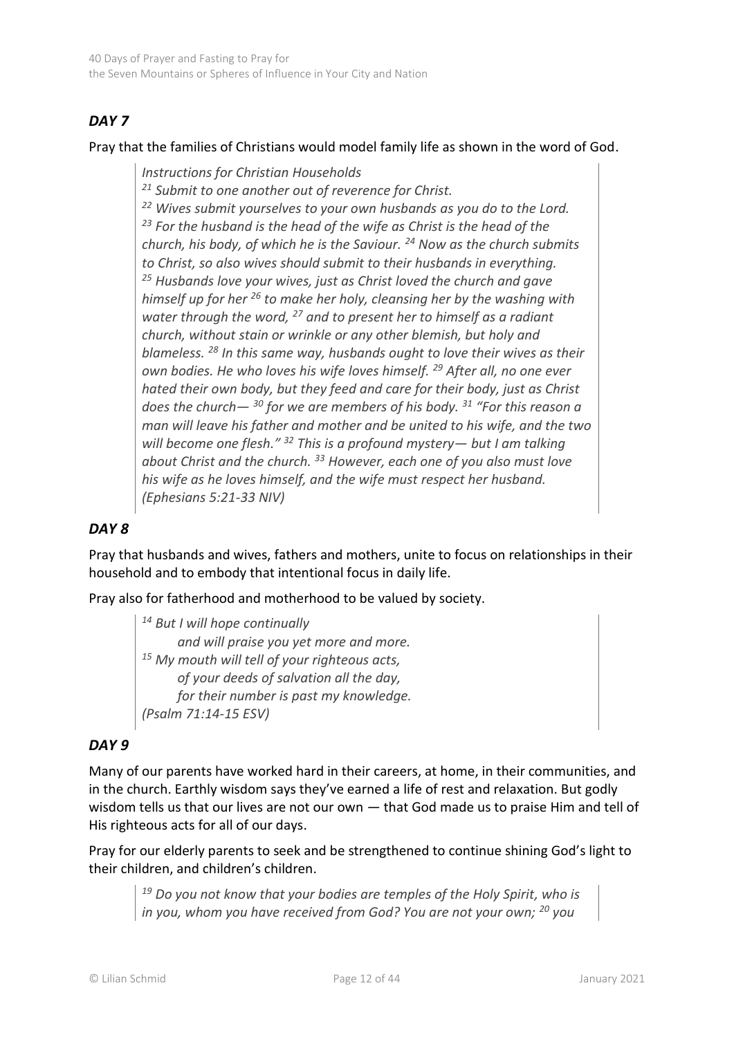## *DAY 7*

Pray that the families of Christians would model family life as shown in the word of God.

> *Instructions for Christian Households*
> *[21] Submit to one another out of reverence for Christ.*
> *[22] Wives submit yourselves to your own husbands as you do to the Lord. [23] For the husband is the head of the wife as Christ is the head of the church, his body, of which he is the Saviour. [24] Now as the church submits to Christ, so also wives should submit to their husbands in everything.*
> *[25] Husbands love your wives, just as Christ loved the church and gave himself up for her [26] to make her holy, cleansing her by the washing with water through the word, [27] and to present her to himself as a radiant church, without stain or wrinkle or any other blemish, but holy and blameless. [28] In this same way, husbands ought to love their wives as their own bodies. He who loves his wife loves himself. [29] After all, no one ever hated their own body, but they feed and care for their body, just as Christ does the church— [30] for we are members of his body. [31] "For this reason a man will leave his father and mother and be united to his wife, and the two will become one flesh." [32] This is a profound mystery— but I am talking about Christ and the church. [33] However, each one of you also must love his wife as he loves himself, and the wife must respect her husband. (Ephesians 5:21-33 NIV)*

## *DAY 8*

Pray that husbands and wives, fathers and mothers, unite to focus on relationships in their household and to embody that intentional focus in daily life.

Pray also for fatherhood and motherhood to be valued by society.

> *[14] But I will hope continually*
> *and will praise you yet more and more.*
> *[15] My mouth will tell of your righteous acts,*
> *of your deeds of salvation all the day,*
> *for their number is past my knowledge.*
> *(Psalm 71:14-15 ESV)*

## *DAY 9*

Many of our parents have worked hard in their careers, at home, in their communities, and in the church. Earthly wisdom says they've earned a life of rest and relaxation. But godly wisdom tells us that our lives are not our own — that God made us to praise Him and tell of His righteous acts for all of our days.

Pray for our elderly parents to seek and be strengthened to continue shining God's light to their children, and children's children.

> *[19] Do you not know that your bodies are temples of the Holy Spirit, who is in you, whom you have received from God? You are not your own; [20] you*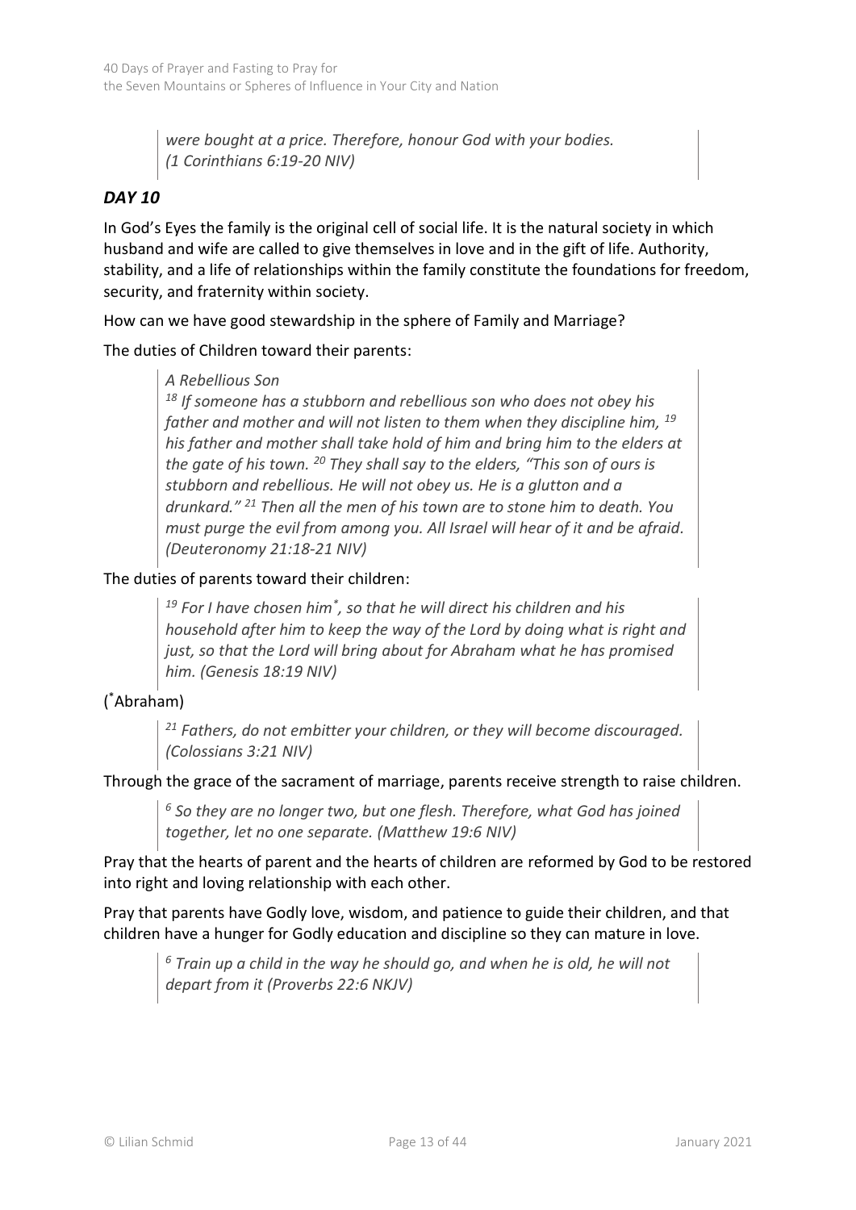*were bought at a price. Therefore, honour God with your bodies. (1 Corinthians 6:19-20 NIV)*

### *DAY 10*

In God's Eyes the family is the original cell of social life. It is the natural society in which husband and wife are called to give themselves in love and in the gift of life. Authority, stability, and a life of relationships within the family constitute the foundations for freedom, security, and fraternity within society.

How can we have good stewardship in the sphere of Family and Marriage?

The duties of Children toward their parents:

> *A Rebellious Son*
> *[18] If someone has a stubborn and rebellious son who does not obey his father and mother and will not listen to them when they discipline him, [19] his father and mother shall take hold of him and bring him to the elders at the gate of his town. [20] They shall say to the elders, "This son of ours is stubborn and rebellious. He will not obey us. He is a glutton and a drunkard." [21] Then all the men of his town are to stone him to death. You must purge the evil from among you. All Israel will hear of it and be afraid. (Deuteronomy 21:18-21 NIV)*

The duties of parents toward their children:

> *[19] For I have chosen him[*], so that he will direct his children and his household after him to keep the way of the Lord by doing what is right and just, so that the Lord will bring about for Abraham what he has promised him. (Genesis 18:19 NIV)*

([*]Abraham)

> *[21] Fathers, do not embitter your children, or they will become discouraged. (Colossians 3:21 NIV)*

Through the grace of the sacrament of marriage, parents receive strength to raise children.

> *[6] So they are no longer two, but one flesh. Therefore, what God has joined together, let no one separate. (Matthew 19:6 NIV)*

Pray that the hearts of parent and the hearts of children are reformed by God to be restored into right and loving relationship with each other.

Pray that parents have Godly love, wisdom, and patience to guide their children, and that children have a hunger for Godly education and discipline so they can mature in love.

> *[6] Train up a child in the way he should go, and when he is old, he will not depart from it (Proverbs 22:6 NKJV)*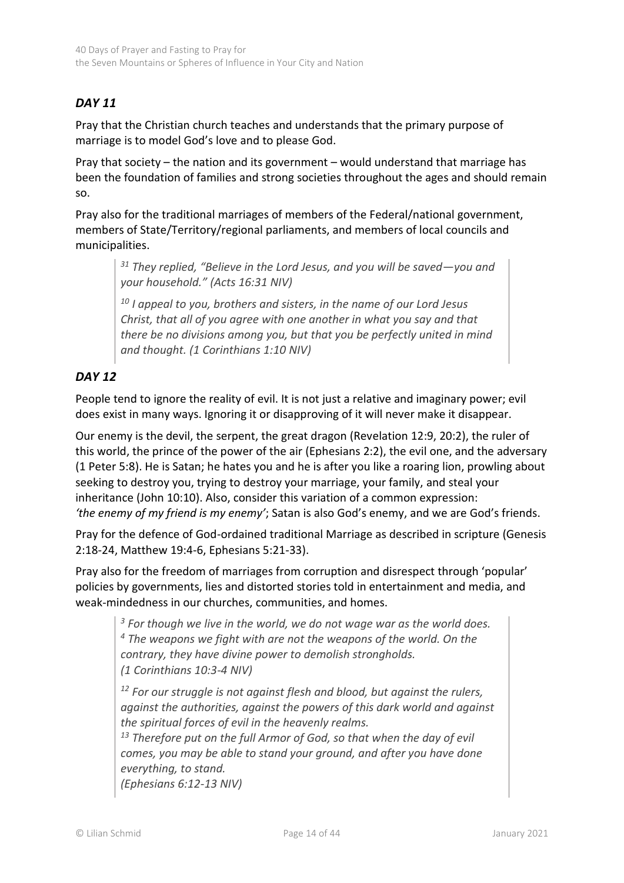## *DAY 11*

Pray that the Christian church teaches and understands that the primary purpose of marriage is to model God's love and to please God.

Pray that society – the nation and its government – would understand that marriage has been the foundation of families and strong societies throughout the ages and should remain so.

Pray also for the traditional marriages of members of the Federal/national government, members of State/Territory/regional parliaments, and members of local councils and municipalities.

> *[31] They replied, "Believe in the Lord Jesus, and you will be saved—you and your household." (Acts 16:31 NIV)*
>
> *[10] I appeal to you, brothers and sisters, in the name of our Lord Jesus Christ, that all of you agree with one another in what you say and that there be no divisions among you, but that you be perfectly united in mind and thought. (1 Corinthians 1:10 NIV)*

## *DAY 12*

People tend to ignore the reality of evil. It is not just a relative and imaginary power; evil does exist in many ways. Ignoring it or disapproving of it will never make it disappear.

Our enemy is the devil, the serpent, the great dragon (Revelation 12:9, 20:2), the ruler of this world, the prince of the power of the air (Ephesians 2:2), the evil one, and the adversary (1 Peter 5:8). He is Satan; he hates you and he is after you like a roaring lion, prowling about seeking to destroy you, trying to destroy your marriage, your family, and steal your inheritance (John 10:10). Also, consider this variation of a common expression: *'the enemy of my friend is my enemy'*; Satan is also God's enemy, and we are God's friends.

Pray for the defence of God-ordained traditional Marriage as described in scripture (Genesis 2:18-24, Matthew 19:4-6, Ephesians 5:21-33).

Pray also for the freedom of marriages from corruption and disrespect through 'popular' policies by governments, lies and distorted stories told in entertainment and media, and weak-mindedness in our churches, communities, and homes.

> *[3] For though we live in the world, we do not wage war as the world does.*
> *[4] The weapons we fight with are not the weapons of the world. On the contrary, they have divine power to demolish strongholds.*
> *(1 Corinthians 10:3-4 NIV)*
>
> *[12] For our struggle is not against flesh and blood, but against the rulers, against the authorities, against the powers of this dark world and against the spiritual forces of evil in the heavenly realms.*
> *[13] Therefore put on the full Armor of God, so that when the day of evil comes, you may be able to stand your ground, and after you have done everything, to stand.*
> *(Ephesians 6:12-13 NIV)*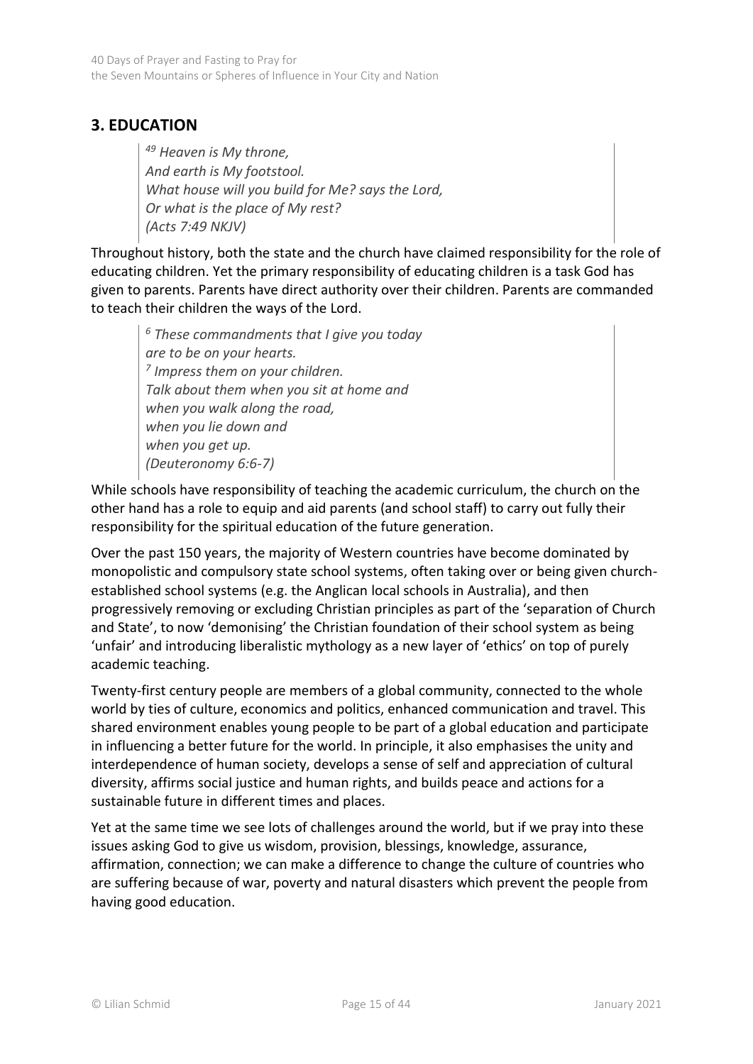## 3. EDUCATION

> [49] *Heaven is My throne,*
> *And earth is My footstool.*
> *What house will you build for Me? says the Lord,*
> *Or what is the place of My rest?*
> *(Acts 7:49 NKJV)*

Throughout history, both the state and the church have claimed responsibility for the role of educating children. Yet the primary responsibility of educating children is a task God has given to parents. Parents have direct authority over their children. Parents are commanded to teach their children the ways of the Lord.

> [6] *These commandments that I give you today*
> *are to be on your hearts.*
> [7] *Impress them on your children.*
> *Talk about them when you sit at home and*
> *when you walk along the road,*
> *when you lie down and*
> *when you get up.*
> *(Deuteronomy 6:6-7)*

While schools have responsibility of teaching the academic curriculum, the church on the other hand has a role to equip and aid parents (and school staff) to carry out fully their responsibility for the spiritual education of the future generation.

Over the past 150 years, the majority of Western countries have become dominated by monopolistic and compulsory state school systems, often taking over or being given church-established school systems (e.g. the Anglican local schools in Australia), and then progressively removing or excluding Christian principles as part of the 'separation of Church and State', to now 'demonising' the Christian foundation of their school system as being 'unfair' and introducing liberalistic mythology as a new layer of 'ethics' on top of purely academic teaching.

Twenty-first century people are members of a global community, connected to the whole world by ties of culture, economics and politics, enhanced communication and travel. This shared environment enables young people to be part of a global education and participate in influencing a better future for the world. In principle, it also emphasises the unity and interdependence of human society, develops a sense of self and appreciation of cultural diversity, affirms social justice and human rights, and builds peace and actions for a sustainable future in different times and places.

Yet at the same time we see lots of challenges around the world, but if we pray into these issues asking God to give us wisdom, provision, blessings, knowledge, assurance, affirmation, connection; we can make a difference to change the culture of countries who are suffering because of war, poverty and natural disasters which prevent the people from having good education.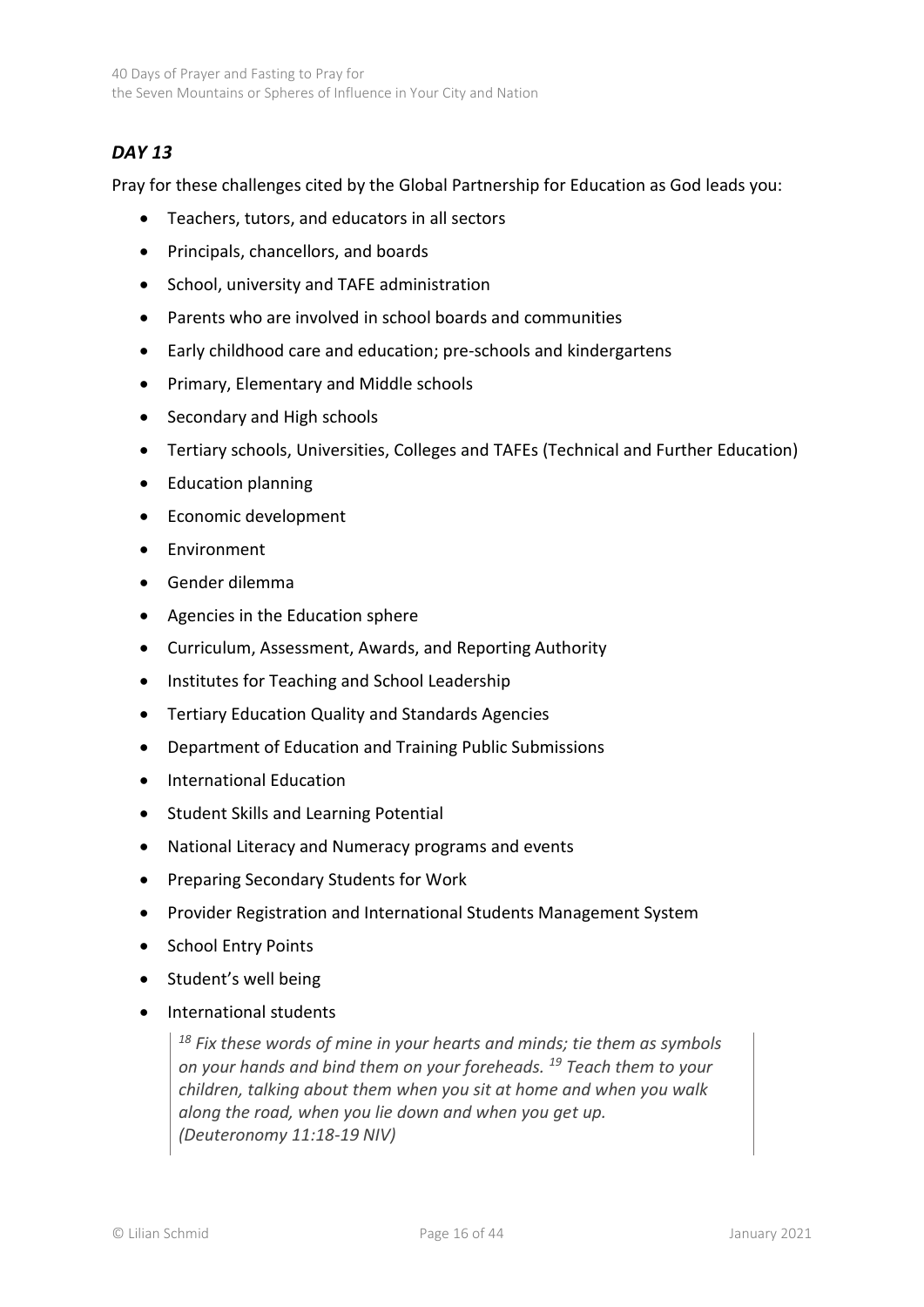## *DAY 13*

Pray for these challenges cited by the Global Partnership for Education as God leads you:

- Teachers, tutors, and educators in all sectors
- Principals, chancellors, and boards
- School, university and TAFE administration
- Parents who are involved in school boards and communities
- Early childhood care and education; pre-schools and kindergartens
- Primary, Elementary and Middle schools
- Secondary and High schools
- Tertiary schools, Universities, Colleges and TAFEs (Technical and Further Education)
- Education planning
- Economic development
- Environment
- Gender dilemma
- Agencies in the Education sphere
- Curriculum, Assessment, Awards, and Reporting Authority
- Institutes for Teaching and School Leadership
- Tertiary Education Quality and Standards Agencies
- Department of Education and Training Public Submissions
- International Education
- Student Skills and Learning Potential
- National Literacy and Numeracy programs and events
- Preparing Secondary Students for Work
- Provider Registration and International Students Management System
- School Entry Points
- Student's well being
- International students

> *[18] Fix these words of mine in your hearts and minds; tie them as symbols on your hands and bind them on your foreheads. [19] Teach them to your children, talking about them when you sit at home and when you walk along the road, when you lie down and when you get up. (Deuteronomy 11:18-19 NIV)*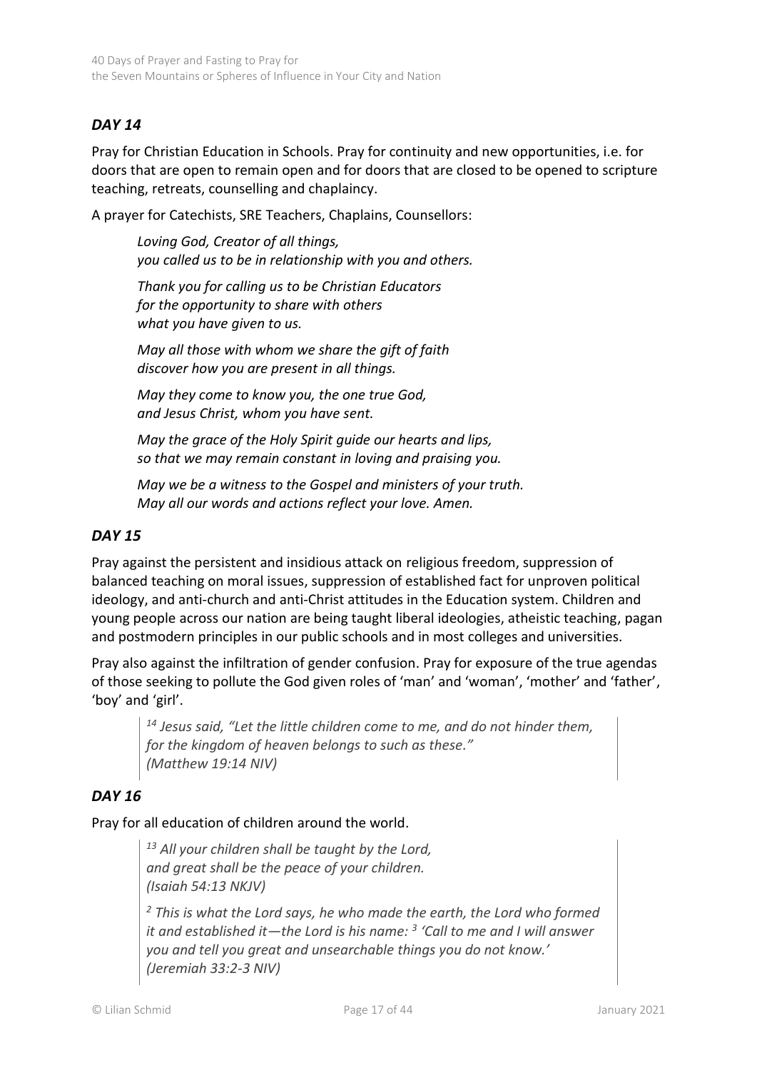## *DAY 14*

Pray for Christian Education in Schools. Pray for continuity and new opportunities, i.e. for doors that are open to remain open and for doors that are closed to be opened to scripture teaching, retreats, counselling and chaplaincy.

A prayer for Catechists, SRE Teachers, Chaplains, Counsellors:

> *Loving God, Creator of all things,*
> *you called us to be in relationship with you and others.*
>
> *Thank you for calling us to be Christian Educators*
> *for the opportunity to share with others*
> *what you have given to us.*
>
> *May all those with whom we share the gift of faith*
> *discover how you are present in all things.*
>
> *May they come to know you, the one true God,*
> *and Jesus Christ, whom you have sent.*
>
> *May the grace of the Holy Spirit guide our hearts and lips,*
> *so that we may remain constant in loving and praising you.*
>
> *May we be a witness to the Gospel and ministers of your truth.*
> *May all our words and actions reflect your love. Amen.*

## *DAY 15*

Pray against the persistent and insidious attack on religious freedom, suppression of balanced teaching on moral issues, suppression of established fact for unproven political ideology, and anti-church and anti-Christ attitudes in the Education system. Children and young people across our nation are being taught liberal ideologies, atheistic teaching, pagan and postmodern principles in our public schools and in most colleges and universities.

Pray also against the infiltration of gender confusion. Pray for exposure of the true agendas of those seeking to pollute the God given roles of 'man' and 'woman', 'mother' and 'father', 'boy' and 'girl'.

> *[14] Jesus said, "Let the little children come to me, and do not hinder them, for the kingdom of heaven belongs to such as these."*
> *(Matthew 19:14 NIV)*

## *DAY 16*

Pray for all education of children around the world.

> *[13] All your children shall be taught by the Lord,*
> *and great shall be the peace of your children.*
> *(Isaiah 54:13 NKJV)*
>
> *[2] This is what the Lord says, he who made the earth, the Lord who formed it and established it—the Lord is his name: [3] 'Call to me and I will answer you and tell you great and unsearchable things you do not know.'*
> *(Jeremiah 33:2-3 NIV)*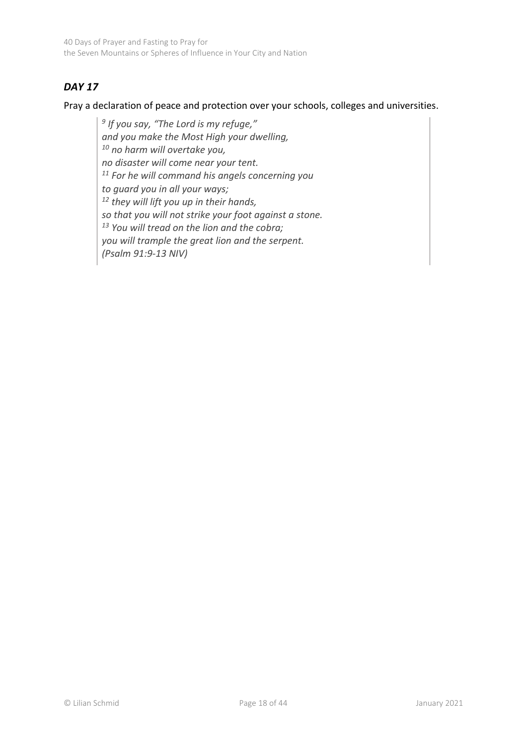## *DAY 17*

Pray a declaration of peace and protection over your schools, colleges and universities.

> *[9] If you say, "The Lord is my refuge,"*
> *and you make the Most High your dwelling,*
> *[10] no harm will overtake you,*
> *no disaster will come near your tent.*
> *[11] For he will command his angels concerning you*
> *to guard you in all your ways;*
> *[12] they will lift you up in their hands,*
> *so that you will not strike your foot against a stone.*
> *[13] You will tread on the lion and the cobra;*
> *you will trample the great lion and the serpent.*
> *(Psalm 91:9-13 NIV)*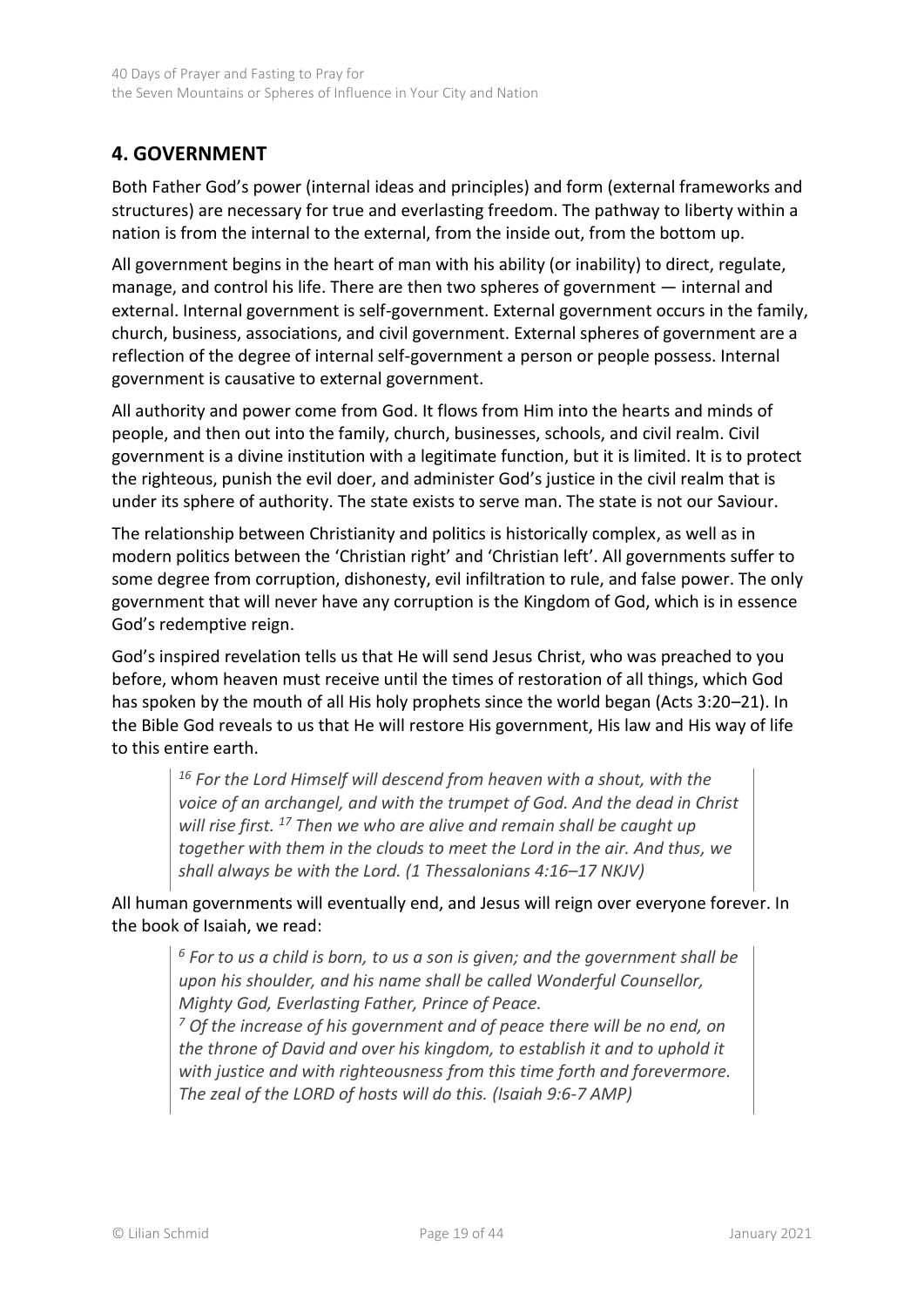## 4. GOVERNMENT

Both Father God's power (internal ideas and principles) and form (external frameworks and structures) are necessary for true and everlasting freedom. The pathway to liberty within a nation is from the internal to the external, from the inside out, from the bottom up.

All government begins in the heart of man with his ability (or inability) to direct, regulate, manage, and control his life. There are then two spheres of government — internal and external. Internal government is self-government. External government occurs in the family, church, business, associations, and civil government. External spheres of government are a reflection of the degree of internal self-government a person or people possess. Internal government is causative to external government.

All authority and power come from God. It flows from Him into the hearts and minds of people, and then out into the family, church, businesses, schools, and civil realm. Civil government is a divine institution with a legitimate function, but it is limited. It is to protect the righteous, punish the evil doer, and administer God's justice in the civil realm that is under its sphere of authority. The state exists to serve man. The state is not our Saviour.

The relationship between Christianity and politics is historically complex, as well as in modern politics between the 'Christian right' and 'Christian left'. All governments suffer to some degree from corruption, dishonesty, evil infiltration to rule, and false power. The only government that will never have any corruption is the Kingdom of God, which is in essence God's redemptive reign.

God's inspired revelation tells us that He will send Jesus Christ, who was preached to you before, whom heaven must receive until the times of restoration of all things, which God has spoken by the mouth of all His holy prophets since the world began (Acts 3:20–21). In the Bible God reveals to us that He will restore His government, His law and His way of life to this entire earth.

> *[16] For the Lord Himself will descend from heaven with a shout, with the voice of an archangel, and with the trumpet of God. And the dead in Christ will rise first. [17] Then we who are alive and remain shall be caught up together with them in the clouds to meet the Lord in the air. And thus, we shall always be with the Lord. (1 Thessalonians 4:16–17 NKJV)*

All human governments will eventually end, and Jesus will reign over everyone forever. In the book of Isaiah, we read:

> *[6] For to us a child is born, to us a son is given; and the government shall be upon his shoulder, and his name shall be called Wonderful Counsellor, Mighty God, Everlasting Father, Prince of Peace.*
> *[7] Of the increase of his government and of peace there will be no end, on the throne of David and over his kingdom, to establish it and to uphold it with justice and with righteousness from this time forth and forevermore. The zeal of the LORD of hosts will do this. (Isaiah 9:6-7 AMP)*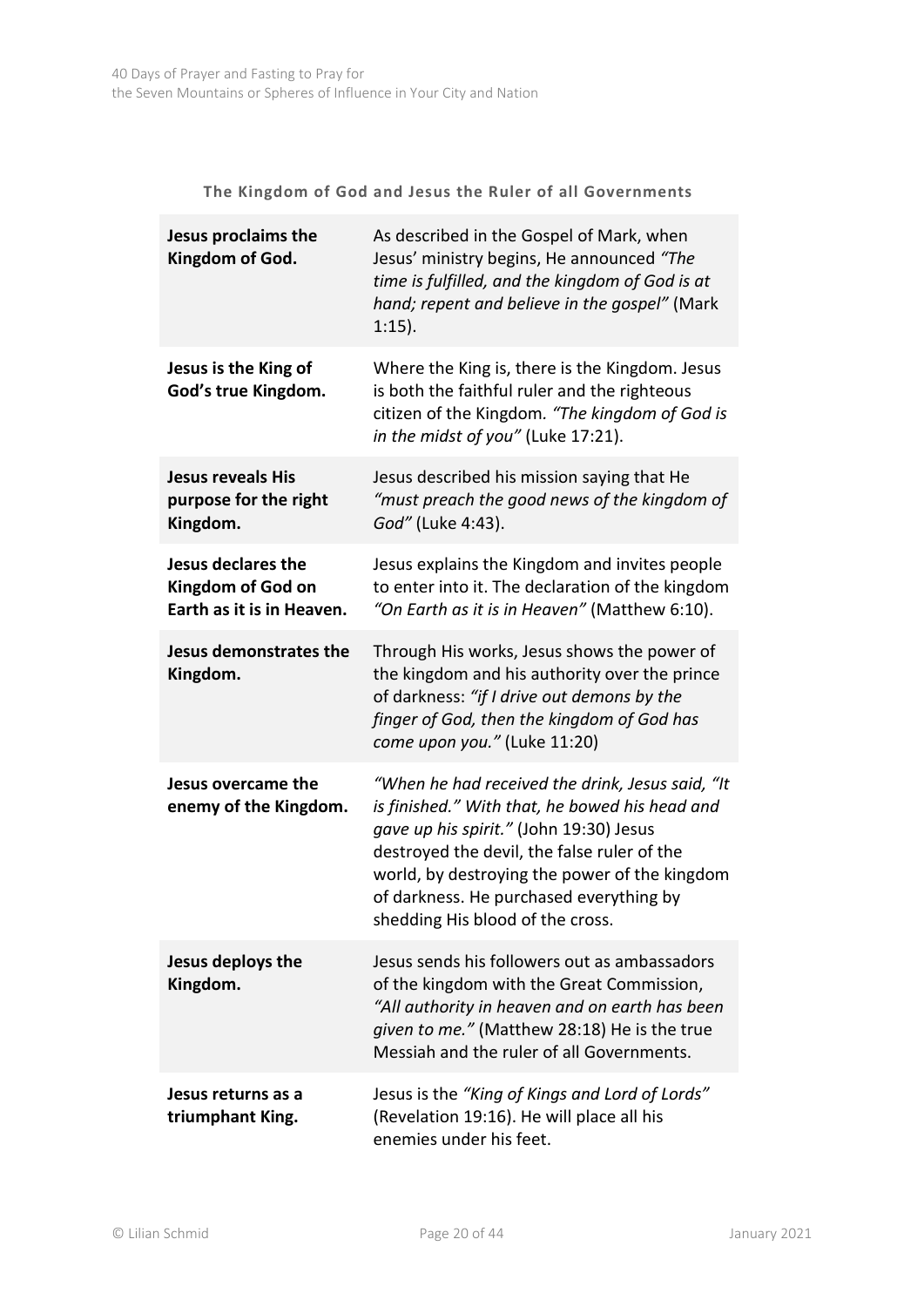**The Kingdom of God and Jesus the Ruler of all Governments**

| | |
|---|---|
| **Jesus proclaims the Kingdom of God.** | As described in the Gospel of Mark, when Jesus' ministry begins, He announced *"The time is fulfilled, and the kingdom of God is at hand; repent and believe in the gospel"* (Mark 1:15). |
| **Jesus is the King of God's true Kingdom.** | Where the King is, there is the Kingdom. Jesus is both the faithful ruler and the righteous citizen of the Kingdom. *"The kingdom of God is in the midst of you"* (Luke 17:21). |
| **Jesus reveals His purpose for the right Kingdom.** | Jesus described his mission saying that He *"must preach the good news of the kingdom of God"* (Luke 4:43). |
| **Jesus declares the Kingdom of God on Earth as it is in Heaven.** | Jesus explains the Kingdom and invites people to enter into it. The declaration of the kingdom *"On Earth as it is in Heaven"* (Matthew 6:10). |
| **Jesus demonstrates the Kingdom.** | Through His works, Jesus shows the power of the kingdom and his authority over the prince of darkness: *"if I drive out demons by the finger of God, then the kingdom of God has come upon you."* (Luke 11:20) |
| **Jesus overcame the enemy of the Kingdom.** | *"When he had received the drink, Jesus said, "It is finished." With that, he bowed his head and gave up his spirit."* (John 19:30) Jesus destroyed the devil, the false ruler of the world, by destroying the power of the kingdom of darkness. He purchased everything by shedding His blood of the cross. |
| **Jesus deploys the Kingdom.** | Jesus sends his followers out as ambassadors of the kingdom with the Great Commission, *"All authority in heaven and on earth has been given to me."* (Matthew 28:18) He is the true Messiah and the ruler of all Governments. |
| **Jesus returns as a triumphant King.** | Jesus is the *"King of Kings and Lord of Lords"* (Revelation 19:16). He will place all his enemies under his feet. |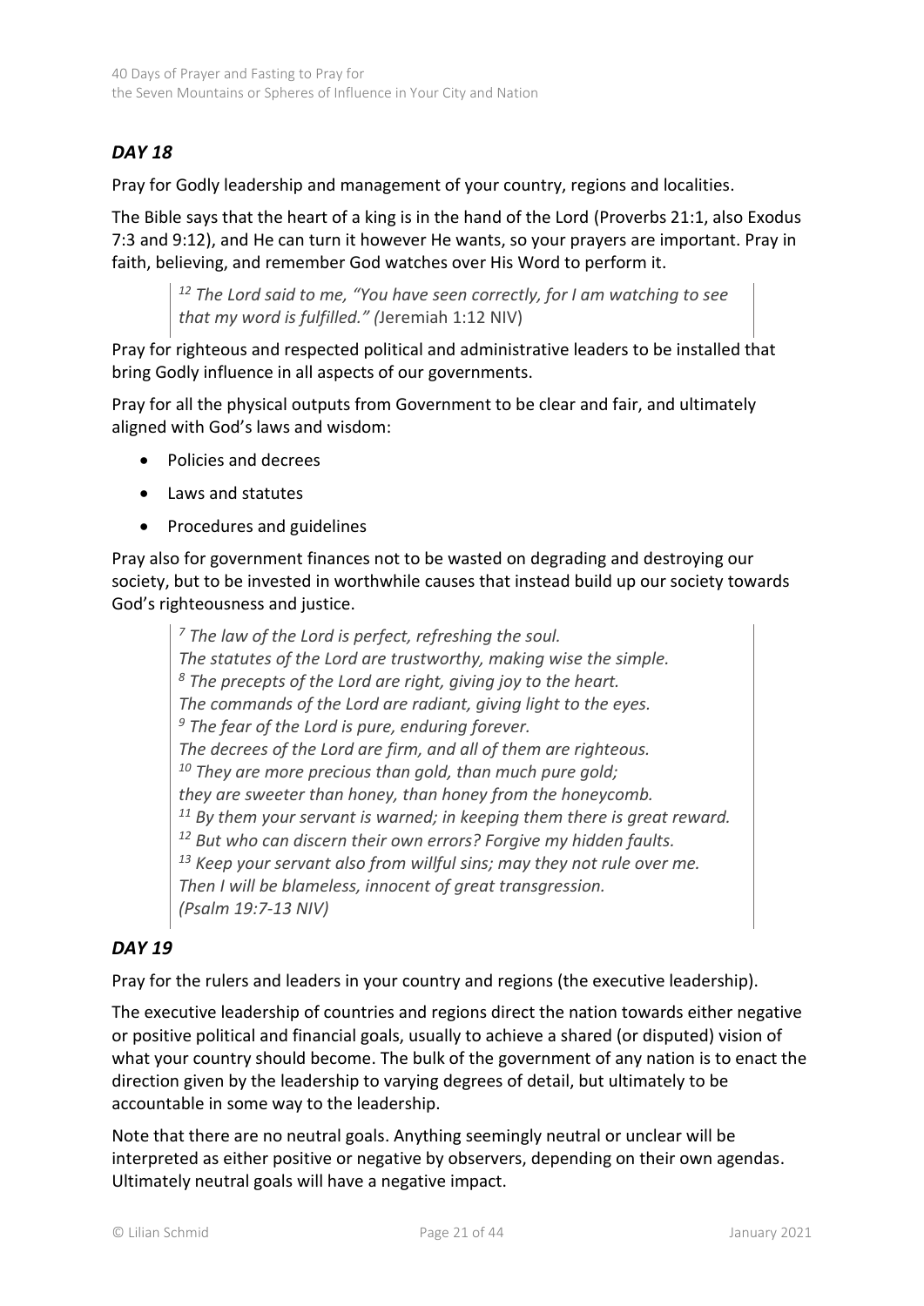## *DAY 18*

Pray for Godly leadership and management of your country, regions and localities.

The Bible says that the heart of a king is in the hand of the Lord (Proverbs 21:1, also Exodus 7:3 and 9:12), and He can turn it however He wants, so your prayers are important. Pray in faith, believing, and remember God watches over His Word to perform it.

> [12] *The Lord said to me, "You have seen correctly, for I am watching to see that my word is fulfilled." (*Jeremiah 1:12 NIV)

Pray for righteous and respected political and administrative leaders to be installed that bring Godly influence in all aspects of our governments.

Pray for all the physical outputs from Government to be clear and fair, and ultimately aligned with God's laws and wisdom:

- Policies and decrees
- Laws and statutes
- Procedures and guidelines

Pray also for government finances not to be wasted on degrading and destroying our society, but to be invested in worthwhile causes that instead build up our society towards God's righteousness and justice.

> [7] *The law of the Lord is perfect, refreshing the soul.*
> *The statutes of the Lord are trustworthy, making wise the simple.*
> [8] *The precepts of the Lord are right, giving joy to the heart.*
> *The commands of the Lord are radiant, giving light to the eyes.*
> [9] *The fear of the Lord is pure, enduring forever.*
> *The decrees of the Lord are firm, and all of them are righteous.*
> [10] *They are more precious than gold, than much pure gold;*
> *they are sweeter than honey, than honey from the honeycomb.*
> [11] *By them your servant is warned; in keeping them there is great reward.*
> [12] *But who can discern their own errors? Forgive my hidden faults.*
> [13] *Keep your servant also from willful sins; may they not rule over me.*
> *Then I will be blameless, innocent of great transgression.*
> *(Psalm 19:7-13 NIV)*

## *DAY 19*

Pray for the rulers and leaders in your country and regions (the executive leadership).

The executive leadership of countries and regions direct the nation towards either negative or positive political and financial goals, usually to achieve a shared (or disputed) vision of what your country should become. The bulk of the government of any nation is to enact the direction given by the leadership to varying degrees of detail, but ultimately to be accountable in some way to the leadership.

Note that there are no neutral goals. Anything seemingly neutral or unclear will be interpreted as either positive or negative by observers, depending on their own agendas. Ultimately neutral goals will have a negative impact.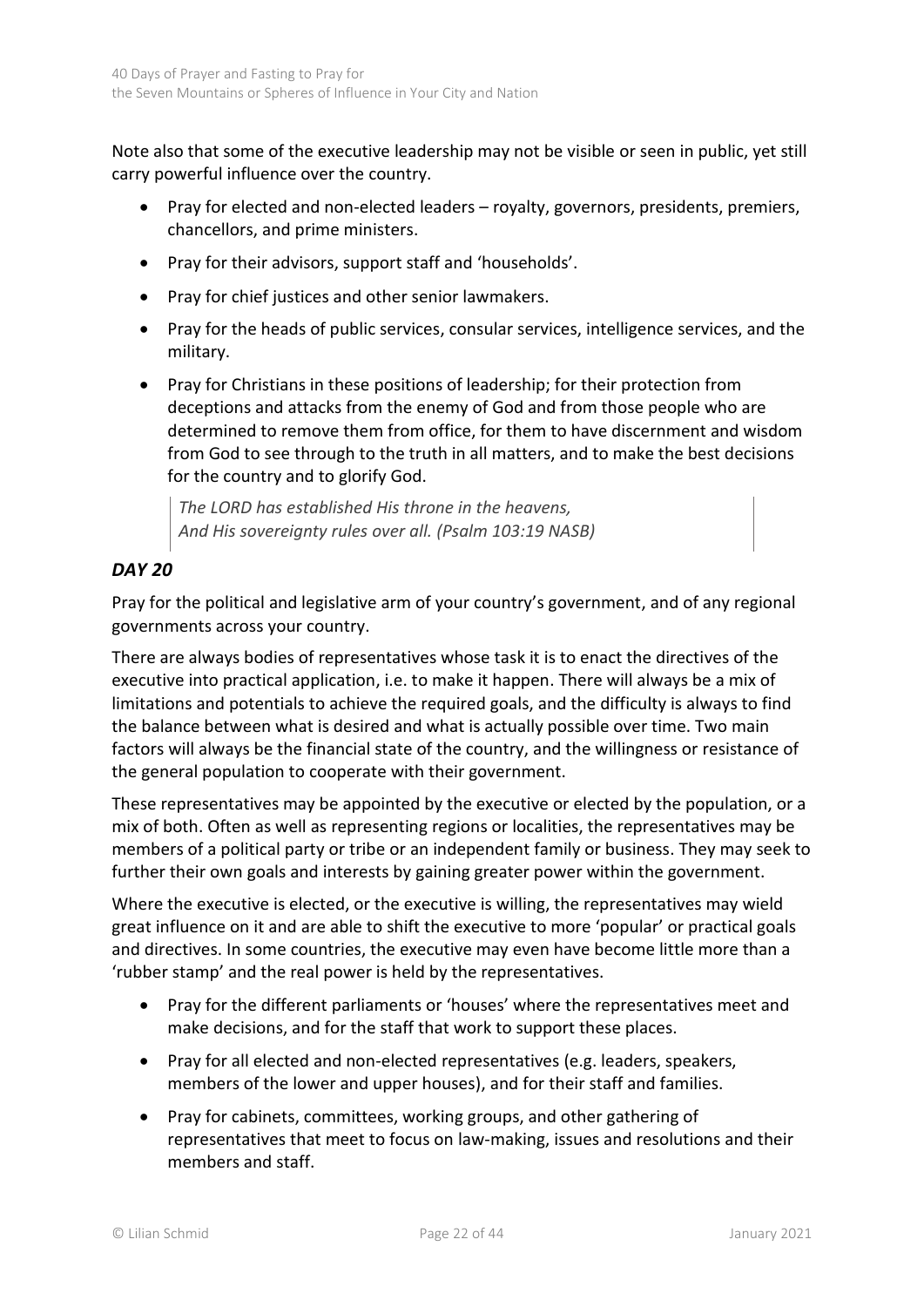Note also that some of the executive leadership may not be visible or seen in public, yet still carry powerful influence over the country.

- Pray for elected and non-elected leaders – royalty, governors, presidents, premiers, chancellors, and prime ministers.
- Pray for their advisors, support staff and 'households'.
- Pray for chief justices and other senior lawmakers.
- Pray for the heads of public services, consular services, intelligence services, and the military.
- Pray for Christians in these positions of leadership; for their protection from deceptions and attacks from the enemy of God and from those people who are determined to remove them from office, for them to have discernment and wisdom from God to see through to the truth in all matters, and to make the best decisions for the country and to glorify God.

> *The LORD has established His throne in the heavens,*
> *And His sovereignty rules over all. (Psalm 103:19 NASB)*

### *DAY 20*

Pray for the political and legislative arm of your country's government, and of any regional governments across your country.

There are always bodies of representatives whose task it is to enact the directives of the executive into practical application, i.e. to make it happen. There will always be a mix of limitations and potentials to achieve the required goals, and the difficulty is always to find the balance between what is desired and what is actually possible over time. Two main factors will always be the financial state of the country, and the willingness or resistance of the general population to cooperate with their government.

These representatives may be appointed by the executive or elected by the population, or a mix of both. Often as well as representing regions or localities, the representatives may be members of a political party or tribe or an independent family or business. They may seek to further their own goals and interests by gaining greater power within the government.

Where the executive is elected, or the executive is willing, the representatives may wield great influence on it and are able to shift the executive to more 'popular' or practical goals and directives. In some countries, the executive may even have become little more than a 'rubber stamp' and the real power is held by the representatives.

- Pray for the different parliaments or 'houses' where the representatives meet and make decisions, and for the staff that work to support these places.
- Pray for all elected and non-elected representatives (e.g. leaders, speakers, members of the lower and upper houses), and for their staff and families.
- Pray for cabinets, committees, working groups, and other gathering of representatives that meet to focus on law-making, issues and resolutions and their members and staff.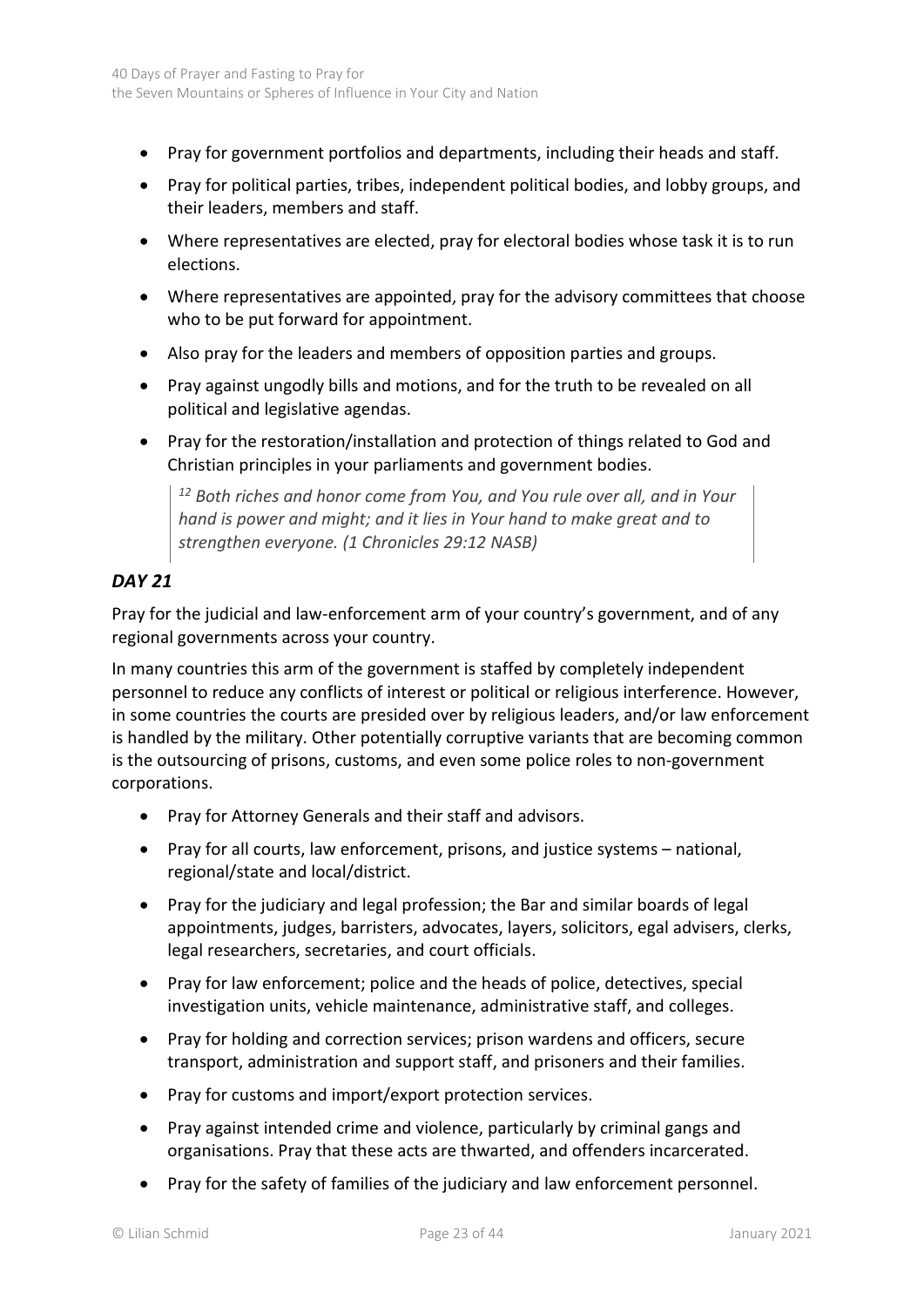- Pray for government portfolios and departments, including their heads and staff.
- Pray for political parties, tribes, independent political bodies, and lobby groups, and their leaders, members and staff.
- Where representatives are elected, pray for electoral bodies whose task it is to run elections.
- Where representatives are appointed, pray for the advisory committees that choose who to be put forward for appointment.
- Also pray for the leaders and members of opposition parties and groups.
- Pray against ungodly bills and motions, and for the truth to be revealed on all political and legislative agendas.
- Pray for the restoration/installation and protection of things related to God and Christian principles in your parliaments and government bodies.

> *[12] Both riches and honor come from You, and You rule over all, and in Your hand is power and might; and it lies in Your hand to make great and to strengthen everyone. (1 Chronicles 29:12 NASB)*

### *DAY 21*

Pray for the judicial and law-enforcement arm of your country's government, and of any regional governments across your country.

In many countries this arm of the government is staffed by completely independent personnel to reduce any conflicts of interest or political or religious interference. However, in some countries the courts are presided over by religious leaders, and/or law enforcement is handled by the military. Other potentially corruptive variants that are becoming common is the outsourcing of prisons, customs, and even some police roles to non-government corporations.

- Pray for Attorney Generals and their staff and advisors.
- Pray for all courts, law enforcement, prisons, and justice systems – national, regional/state and local/district.
- Pray for the judiciary and legal profession; the Bar and similar boards of legal appointments, judges, barristers, advocates, layers, solicitors, egal advisers, clerks, legal researchers, secretaries, and court officials.
- Pray for law enforcement; police and the heads of police, detectives, special investigation units, vehicle maintenance, administrative staff, and colleges.
- Pray for holding and correction services; prison wardens and officers, secure transport, administration and support staff, and prisoners and their families.
- Pray for customs and import/export protection services.
- Pray against intended crime and violence, particularly by criminal gangs and organisations. Pray that these acts are thwarted, and offenders incarcerated.
- Pray for the safety of families of the judiciary and law enforcement personnel.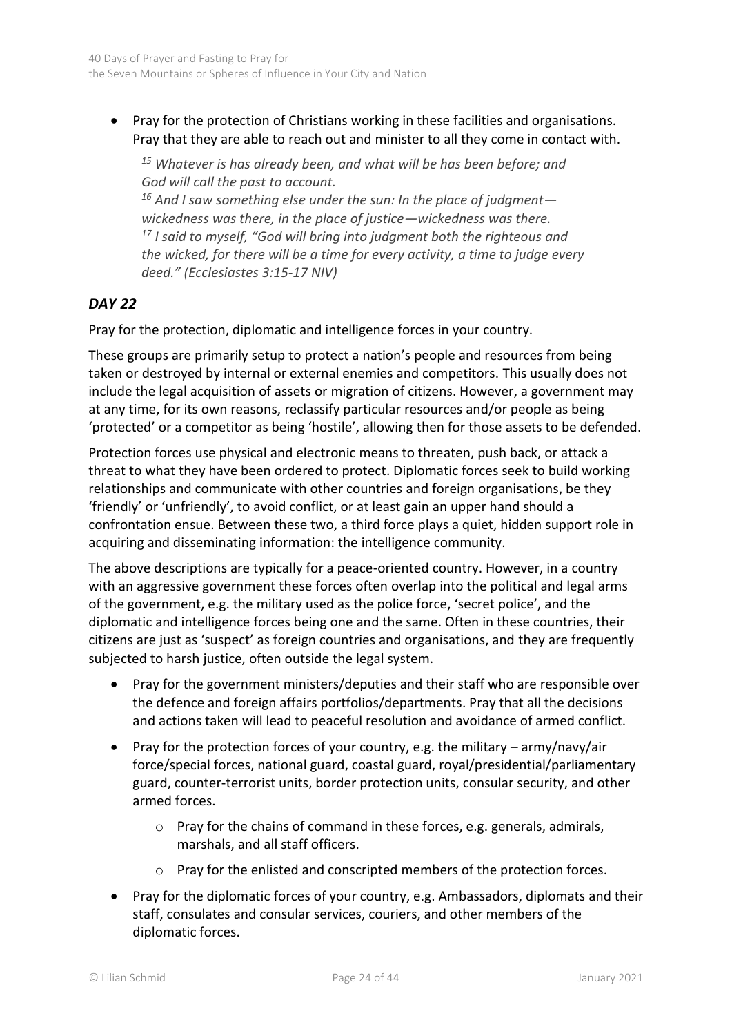- Pray for the protection of Christians working in these facilities and organisations. Pray that they are able to reach out and minister to all they come in contact with.

> *[15] Whatever is has already been, and what will be has been before; and God will call the past to account.*
> *[16] And I saw something else under the sun: In the place of judgment—wickedness was there, in the place of justice—wickedness was there.*
> *[17] I said to myself, "God will bring into judgment both the righteous and the wicked, for there will be a time for every activity, a time to judge every deed." (Ecclesiastes 3:15-17 NIV)*

### *DAY 22*

Pray for the protection, diplomatic and intelligence forces in your country.

These groups are primarily setup to protect a nation's people and resources from being taken or destroyed by internal or external enemies and competitors. This usually does not include the legal acquisition of assets or migration of citizens. However, a government may at any time, for its own reasons, reclassify particular resources and/or people as being 'protected' or a competitor as being 'hostile', allowing then for those assets to be defended.

Protection forces use physical and electronic means to threaten, push back, or attack a threat to what they have been ordered to protect. Diplomatic forces seek to build working relationships and communicate with other countries and foreign organisations, be they 'friendly' or 'unfriendly', to avoid conflict, or at least gain an upper hand should a confrontation ensue. Between these two, a third force plays a quiet, hidden support role in acquiring and disseminating information: the intelligence community.

The above descriptions are typically for a peace-oriented country. However, in a country with an aggressive government these forces often overlap into the political and legal arms of the government, e.g. the military used as the police force, 'secret police', and the diplomatic and intelligence forces being one and the same. Often in these countries, their citizens are just as 'suspect' as foreign countries and organisations, and they are frequently subjected to harsh justice, often outside the legal system.

- Pray for the government ministers/deputies and their staff who are responsible over the defence and foreign affairs portfolios/departments. Pray that all the decisions and actions taken will lead to peaceful resolution and avoidance of armed conflict.
- Pray for the protection forces of your country, e.g. the military – army/navy/air force/special forces, national guard, coastal guard, royal/presidential/parliamentary guard, counter-terrorist units, border protection units, consular security, and other armed forces.
  - Pray for the chains of command in these forces, e.g. generals, admirals, marshals, and all staff officers.
  - Pray for the enlisted and conscripted members of the protection forces.
- Pray for the diplomatic forces of your country, e.g. Ambassadors, diplomats and their staff, consulates and consular services, couriers, and other members of the diplomatic forces.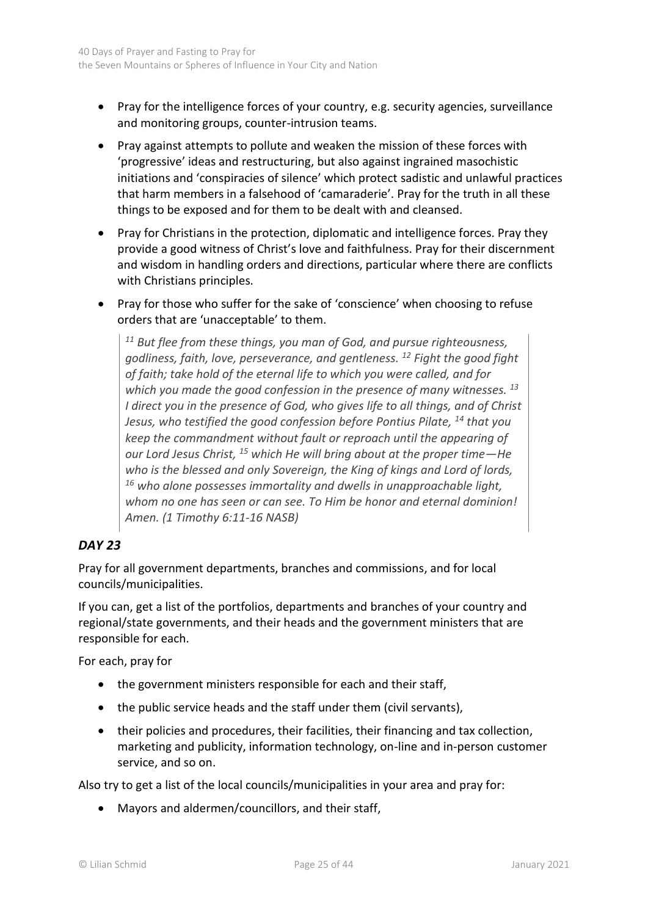- Pray for the intelligence forces of your country, e.g. security agencies, surveillance and monitoring groups, counter-intrusion teams.
- Pray against attempts to pollute and weaken the mission of these forces with 'progressive' ideas and restructuring, but also against ingrained masochistic initiations and 'conspiracies of silence' which protect sadistic and unlawful practices that harm members in a falsehood of 'camaraderie'. Pray for the truth in all these things to be exposed and for them to be dealt with and cleansed.
- Pray for Christians in the protection, diplomatic and intelligence forces. Pray they provide a good witness of Christ's love and faithfulness. Pray for their discernment and wisdom in handling orders and directions, particular where there are conflicts with Christians principles.
- Pray for those who suffer for the sake of 'conscience' when choosing to refuse orders that are 'unacceptable' to them.

> *[11] But flee from these things, you man of God, and pursue righteousness, godliness, faith, love, perseverance, and gentleness. [12] Fight the good fight of faith; take hold of the eternal life to which you were called, and for which you made the good confession in the presence of many witnesses. [13] I direct you in the presence of God, who gives life to all things, and of Christ Jesus, who testified the good confession before Pontius Pilate, [14] that you keep the commandment without fault or reproach until the appearing of our Lord Jesus Christ, [15] which He will bring about at the proper time—He who is the blessed and only Sovereign, the King of kings and Lord of lords, [16] who alone possesses immortality and dwells in unapproachable light, whom no one has seen or can see. To Him be honor and eternal dominion! Amen. (1 Timothy 6:11-16 NASB)*

### *DAY 23*

Pray for all government departments, branches and commissions, and for local councils/municipalities.

If you can, get a list of the portfolios, departments and branches of your country and regional/state governments, and their heads and the government ministers that are responsible for each.

For each, pray for

- the government ministers responsible for each and their staff,
- the public service heads and the staff under them (civil servants),
- their policies and procedures, their facilities, their financing and tax collection, marketing and publicity, information technology, on-line and in-person customer service, and so on.

Also try to get a list of the local councils/municipalities in your area and pray for:

- Mayors and aldermen/councillors, and their staff,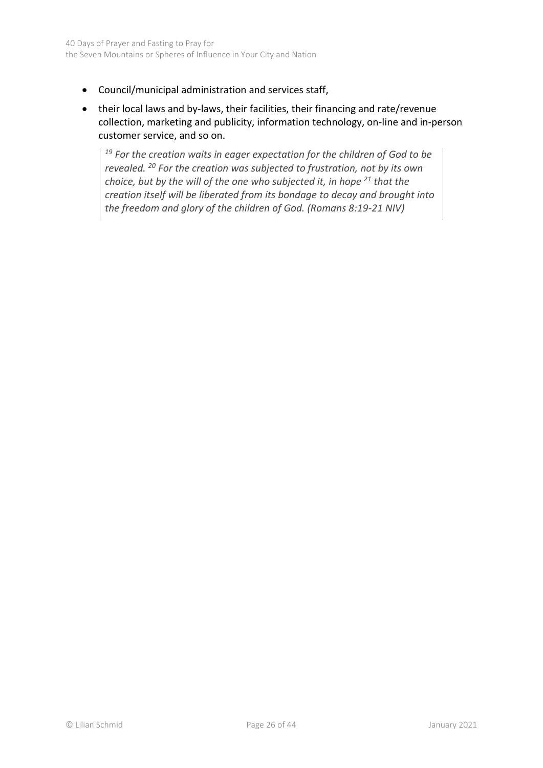- Council/municipal administration and services staff,
- their local laws and by-laws, their facilities, their financing and rate/revenue collection, marketing and publicity, information technology, on-line and in-person customer service, and so on.

> *[19] For the creation waits in eager expectation for the children of God to be revealed. [20] For the creation was subjected to frustration, not by its own choice, but by the will of the one who subjected it, in hope [21] that the creation itself will be liberated from its bondage to decay and brought into the freedom and glory of the children of God. (Romans 8:19-21 NIV)*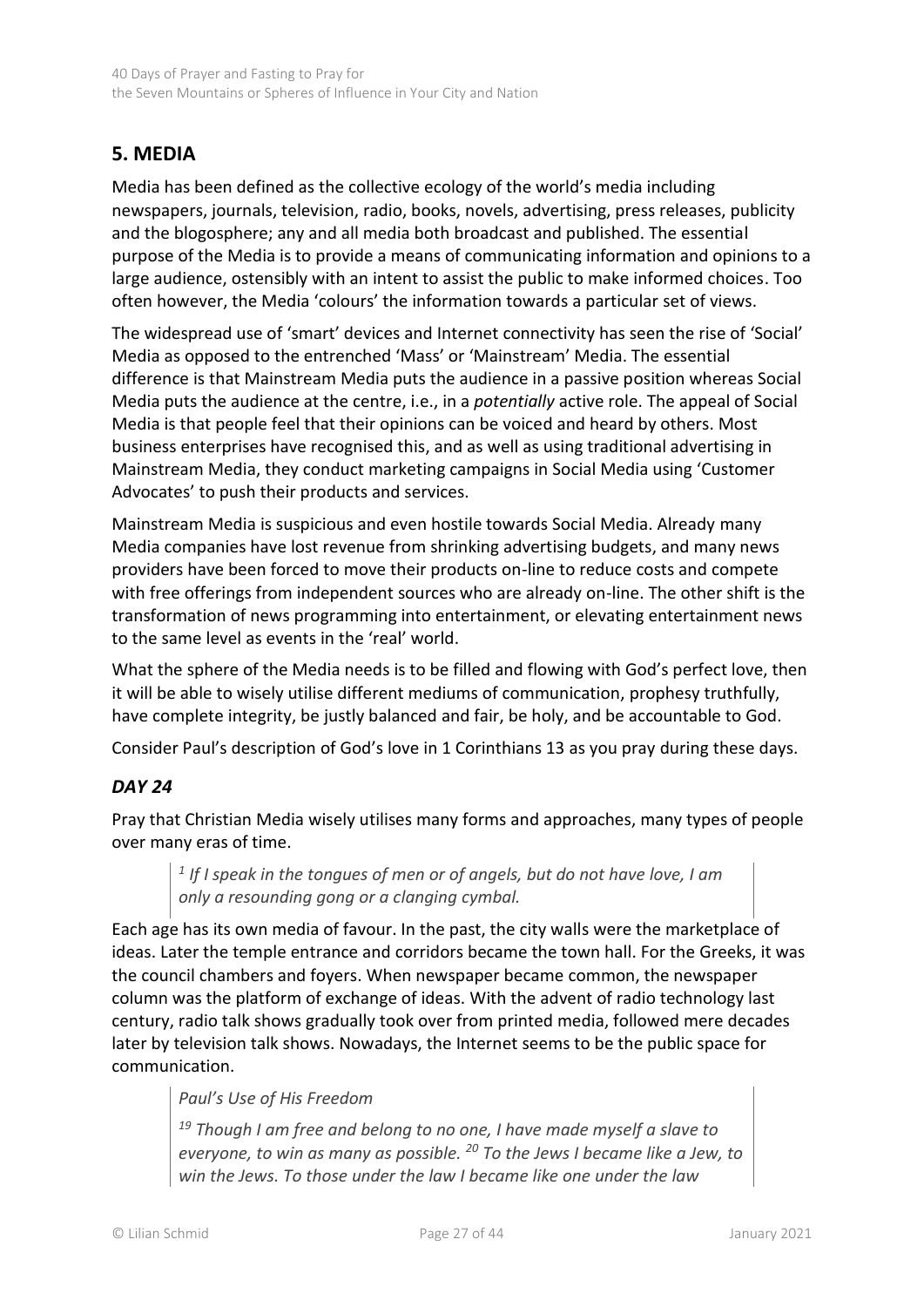## 5. MEDIA

Media has been defined as the collective ecology of the world's media including newspapers, journals, television, radio, books, novels, advertising, press releases, publicity and the blogosphere; any and all media both broadcast and published. The essential purpose of the Media is to provide a means of communicating information and opinions to a large audience, ostensibly with an intent to assist the public to make informed choices. Too often however, the Media 'colours' the information towards a particular set of views.

The widespread use of 'smart' devices and Internet connectivity has seen the rise of 'Social' Media as opposed to the entrenched 'Mass' or 'Mainstream' Media. The essential difference is that Mainstream Media puts the audience in a passive position whereas Social Media puts the audience at the centre, i.e., in a *potentially* active role. The appeal of Social Media is that people feel that their opinions can be voiced and heard by others. Most business enterprises have recognised this, and as well as using traditional advertising in Mainstream Media, they conduct marketing campaigns in Social Media using 'Customer Advocates' to push their products and services.

Mainstream Media is suspicious and even hostile towards Social Media. Already many Media companies have lost revenue from shrinking advertising budgets, and many news providers have been forced to move their products on-line to reduce costs and compete with free offerings from independent sources who are already on-line. The other shift is the transformation of news programming into entertainment, or elevating entertainment news to the same level as events in the 'real' world.

What the sphere of the Media needs is to be filled and flowing with God's perfect love, then it will be able to wisely utilise different mediums of communication, prophesy truthfully, have complete integrity, be justly balanced and fair, be holy, and be accountable to God.

Consider Paul's description of God's love in 1 Corinthians 13 as you pray during these days.

### *DAY 24*

Pray that Christian Media wisely utilises many forms and approaches, many types of people over many eras of time.

> *[1] If I speak in the tongues of men or of angels, but do not have love, I am only a resounding gong or a clanging cymbal.*

Each age has its own media of favour. In the past, the city walls were the marketplace of ideas. Later the temple entrance and corridors became the town hall. For the Greeks, it was the council chambers and foyers. When newspaper became common, the newspaper column was the platform of exchange of ideas. With the advent of radio technology last century, radio talk shows gradually took over from printed media, followed mere decades later by television talk shows. Nowadays, the Internet seems to be the public space for communication.

> *Paul's Use of His Freedom*
>
> *[19] Though I am free and belong to no one, I have made myself a slave to everyone, to win as many as possible. [20] To the Jews I became like a Jew, to win the Jews. To those under the law I became like one under the law*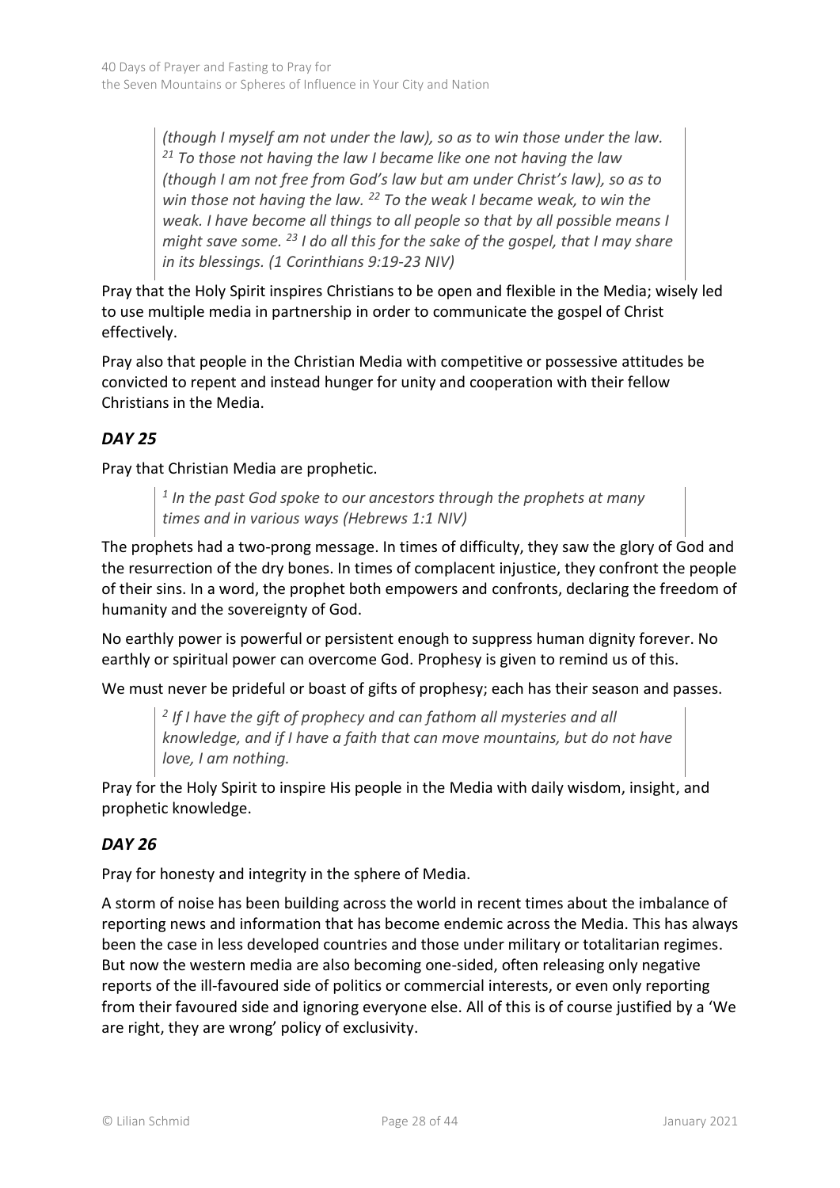> *(though I myself am not under the law), so as to win those under the law. [21] To those not having the law I became like one not having the law (though I am not free from God's law but am under Christ's law), so as to win those not having the law. [22] To the weak I became weak, to win the weak. I have become all things to all people so that by all possible means I might save some. [23] I do all this for the sake of the gospel, that I may share in its blessings. (1 Corinthians 9:19-23 NIV)*

Pray that the Holy Spirit inspires Christians to be open and flexible in the Media; wisely led to use multiple media in partnership in order to communicate the gospel of Christ effectively.

Pray also that people in the Christian Media with competitive or possessive attitudes be convicted to repent and instead hunger for unity and cooperation with their fellow Christians in the Media.

### *DAY 25*

Pray that Christian Media are prophetic.

> *[1] In the past God spoke to our ancestors through the prophets at many times and in various ways (Hebrews 1:1 NIV)*

The prophets had a two-prong message. In times of difficulty, they saw the glory of God and the resurrection of the dry bones. In times of complacent injustice, they confront the people of their sins. In a word, the prophet both empowers and confronts, declaring the freedom of humanity and the sovereignty of God.

No earthly power is powerful or persistent enough to suppress human dignity forever. No earthly or spiritual power can overcome God. Prophesy is given to remind us of this.

We must never be prideful or boast of gifts of prophesy; each has their season and passes.

> *[2] If I have the gift of prophecy and can fathom all mysteries and all knowledge, and if I have a faith that can move mountains, but do not have love, I am nothing.*

Pray for the Holy Spirit to inspire His people in the Media with daily wisdom, insight, and prophetic knowledge.

### *DAY 26*

Pray for honesty and integrity in the sphere of Media.

A storm of noise has been building across the world in recent times about the imbalance of reporting news and information that has become endemic across the Media. This has always been the case in less developed countries and those under military or totalitarian regimes. But now the western media are also becoming one-sided, often releasing only negative reports of the ill-favoured side of politics or commercial interests, or even only reporting from their favoured side and ignoring everyone else. All of this is of course justified by a 'We are right, they are wrong' policy of exclusivity.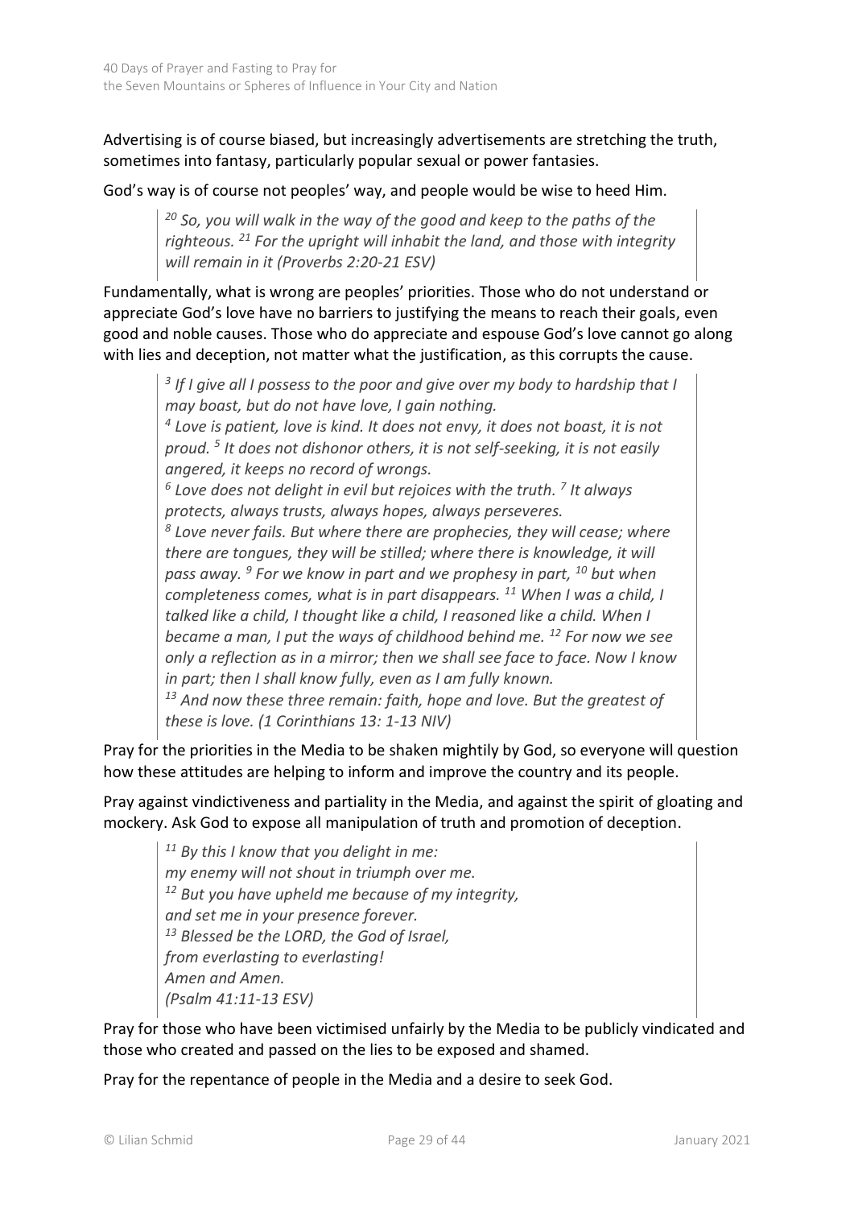Advertising is of course biased, but increasingly advertisements are stretching the truth, sometimes into fantasy, particularly popular sexual or power fantasies.

God's way is of course not peoples' way, and people would be wise to heed Him.

> *[20] So, you will walk in the way of the good and keep to the paths of the righteous. [21] For the upright will inhabit the land, and those with integrity will remain in it (Proverbs 2:20-21 ESV)*

Fundamentally, what is wrong are peoples' priorities. Those who do not understand or appreciate God's love have no barriers to justifying the means to reach their goals, even good and noble causes. Those who do appreciate and espouse God's love cannot go along with lies and deception, not matter what the justification, as this corrupts the cause.

> *[3] If I give all I possess to the poor and give over my body to hardship that I may boast, but do not have love, I gain nothing.*
> *[4] Love is patient, love is kind. It does not envy, it does not boast, it is not proud. [5] It does not dishonor others, it is not self-seeking, it is not easily angered, it keeps no record of wrongs.*
> *[6] Love does not delight in evil but rejoices with the truth. [7] It always protects, always trusts, always hopes, always perseveres.*
> *[8] Love never fails. But where there are prophecies, they will cease; where there are tongues, they will be stilled; where there is knowledge, it will pass away. [9] For we know in part and we prophesy in part, [10] but when completeness comes, what is in part disappears. [11] When I was a child, I talked like a child, I thought like a child, I reasoned like a child. When I became a man, I put the ways of childhood behind me. [12] For now we see only a reflection as in a mirror; then we shall see face to face. Now I know in part; then I shall know fully, even as I am fully known.*
> *[13] And now these three remain: faith, hope and love. But the greatest of these is love. (1 Corinthians 13: 1-13 NIV)*

Pray for the priorities in the Media to be shaken mightily by God, so everyone will question how these attitudes are helping to inform and improve the country and its people.

Pray against vindictiveness and partiality in the Media, and against the spirit of gloating and mockery. Ask God to expose all manipulation of truth and promotion of deception.

> *[11] By this I know that you delight in me:*
> *my enemy will not shout in triumph over me.*
> *[12] But you have upheld me because of my integrity,*
> *and set me in your presence forever.*
> *[13] Blessed be the LORD, the God of Israel,*
> *from everlasting to everlasting!*
> *Amen and Amen.*
> *(Psalm 41:11-13 ESV)*

Pray for those who have been victimised unfairly by the Media to be publicly vindicated and those who created and passed on the lies to be exposed and shamed.

Pray for the repentance of people in the Media and a desire to seek God.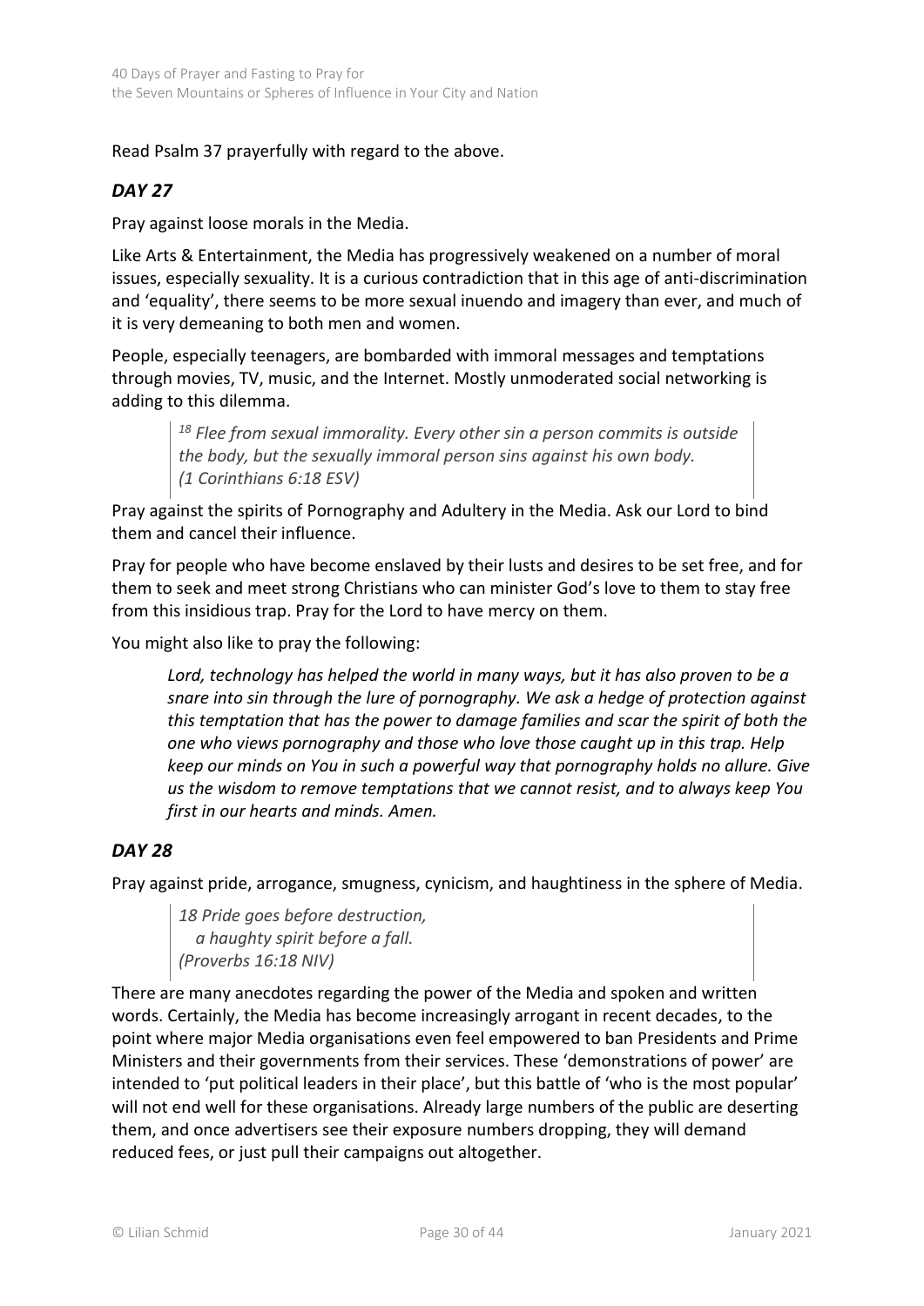Read Psalm 37 prayerfully with regard to the above.

## *DAY 27*

Pray against loose morals in the Media.

Like Arts & Entertainment, the Media has progressively weakened on a number of moral issues, especially sexuality. It is a curious contradiction that in this age of anti-discrimination and 'equality', there seems to be more sexual inuendo and imagery than ever, and much of it is very demeaning to both men and women.

People, especially teenagers, are bombarded with immoral messages and temptations through movies, TV, music, and the Internet. Mostly unmoderated social networking is adding to this dilemma.

> *[18] Flee from sexual immorality. Every other sin a person commits is outside the body, but the sexually immoral person sins against his own body. (1 Corinthians 6:18 ESV)*

Pray against the spirits of Pornography and Adultery in the Media. Ask our Lord to bind them and cancel their influence.

Pray for people who have become enslaved by their lusts and desires to be set free, and for them to seek and meet strong Christians who can minister God's love to them to stay free from this insidious trap. Pray for the Lord to have mercy on them.

You might also like to pray the following:

> *Lord, technology has helped the world in many ways, but it has also proven to be a snare into sin through the lure of pornography. We ask a hedge of protection against this temptation that has the power to damage families and scar the spirit of both the one who views pornography and those who love those caught up in this trap. Help keep our minds on You in such a powerful way that pornography holds no allure. Give us the wisdom to remove temptations that we cannot resist, and to always keep You first in our hearts and minds. Amen.*

## *DAY 28*

Pray against pride, arrogance, smugness, cynicism, and haughtiness in the sphere of Media.

> *18 Pride goes before destruction,*
> *a haughty spirit before a fall.*
> *(Proverbs 16:18 NIV)*

There are many anecdotes regarding the power of the Media and spoken and written words. Certainly, the Media has become increasingly arrogant in recent decades, to the point where major Media organisations even feel empowered to ban Presidents and Prime Ministers and their governments from their services. These 'demonstrations of power' are intended to 'put political leaders in their place', but this battle of 'who is the most popular' will not end well for these organisations. Already large numbers of the public are deserting them, and once advertisers see their exposure numbers dropping, they will demand reduced fees, or just pull their campaigns out altogether.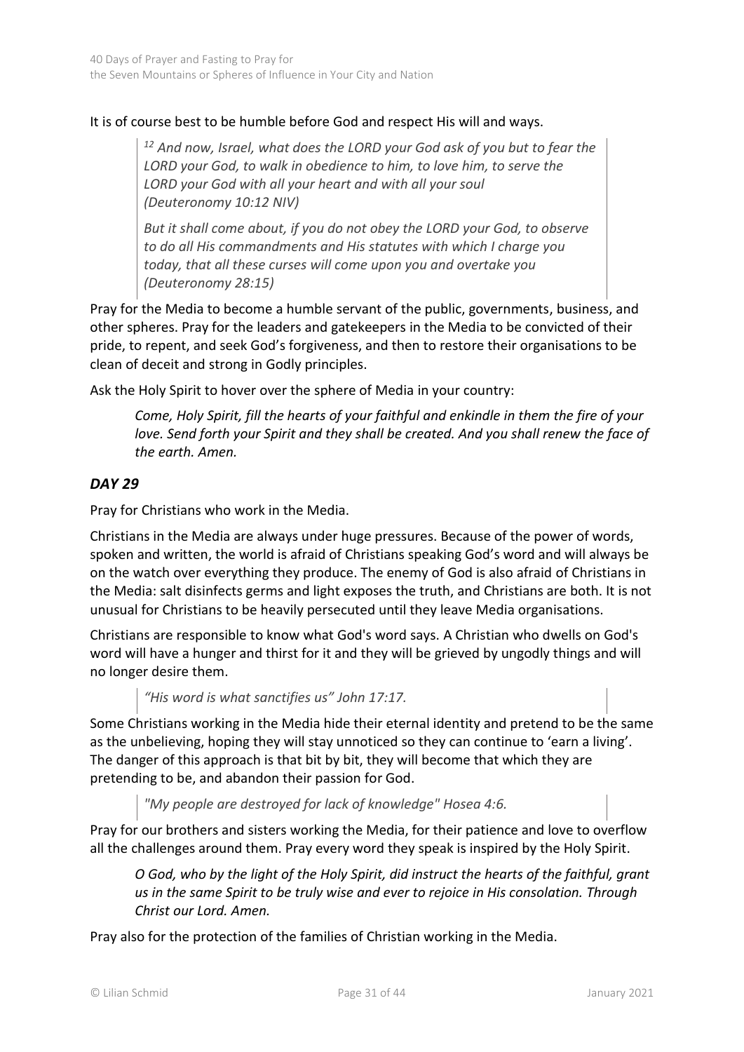It is of course best to be humble before God and respect His will and ways.

> *[12] And now, Israel, what does the LORD your God ask of you but to fear the LORD your God, to walk in obedience to him, to love him, to serve the LORD your God with all your heart and with all your soul (Deuteronomy 10:12 NIV)*
>
> *But it shall come about, if you do not obey the LORD your God, to observe to do all His commandments and His statutes with which I charge you today, that all these curses will come upon you and overtake you (Deuteronomy 28:15)*

Pray for the Media to become a humble servant of the public, governments, business, and other spheres. Pray for the leaders and gatekeepers in the Media to be convicted of their pride, to repent, and seek God's forgiveness, and then to restore their organisations to be clean of deceit and strong in Godly principles.

Ask the Holy Spirit to hover over the sphere of Media in your country:

*Come, Holy Spirit, fill the hearts of your faithful and enkindle in them the fire of your love. Send forth your Spirit and they shall be created. And you shall renew the face of the earth. Amen.*

### *DAY 29*

Pray for Christians who work in the Media.

Christians in the Media are always under huge pressures. Because of the power of words, spoken and written, the world is afraid of Christians speaking God's word and will always be on the watch over everything they produce. The enemy of God is also afraid of Christians in the Media: salt disinfects germs and light exposes the truth, and Christians are both. It is not unusual for Christians to be heavily persecuted until they leave Media organisations.

Christians are responsible to know what God's word says. A Christian who dwells on God's word will have a hunger and thirst for it and they will be grieved by ungodly things and will no longer desire them.

> *"His word is what sanctifies us" John 17:17.*

Some Christians working in the Media hide their eternal identity and pretend to be the same as the unbelieving, hoping they will stay unnoticed so they can continue to 'earn a living'. The danger of this approach is that bit by bit, they will become that which they are pretending to be, and abandon their passion for God.

> *"My people are destroyed for lack of knowledge" Hosea 4:6.*

Pray for our brothers and sisters working the Media, for their patience and love to overflow all the challenges around them. Pray every word they speak is inspired by the Holy Spirit.

*O God, who by the light of the Holy Spirit, did instruct the hearts of the faithful, grant us in the same Spirit to be truly wise and ever to rejoice in His consolation. Through Christ our Lord. Amen.*

Pray also for the protection of the families of Christian working in the Media.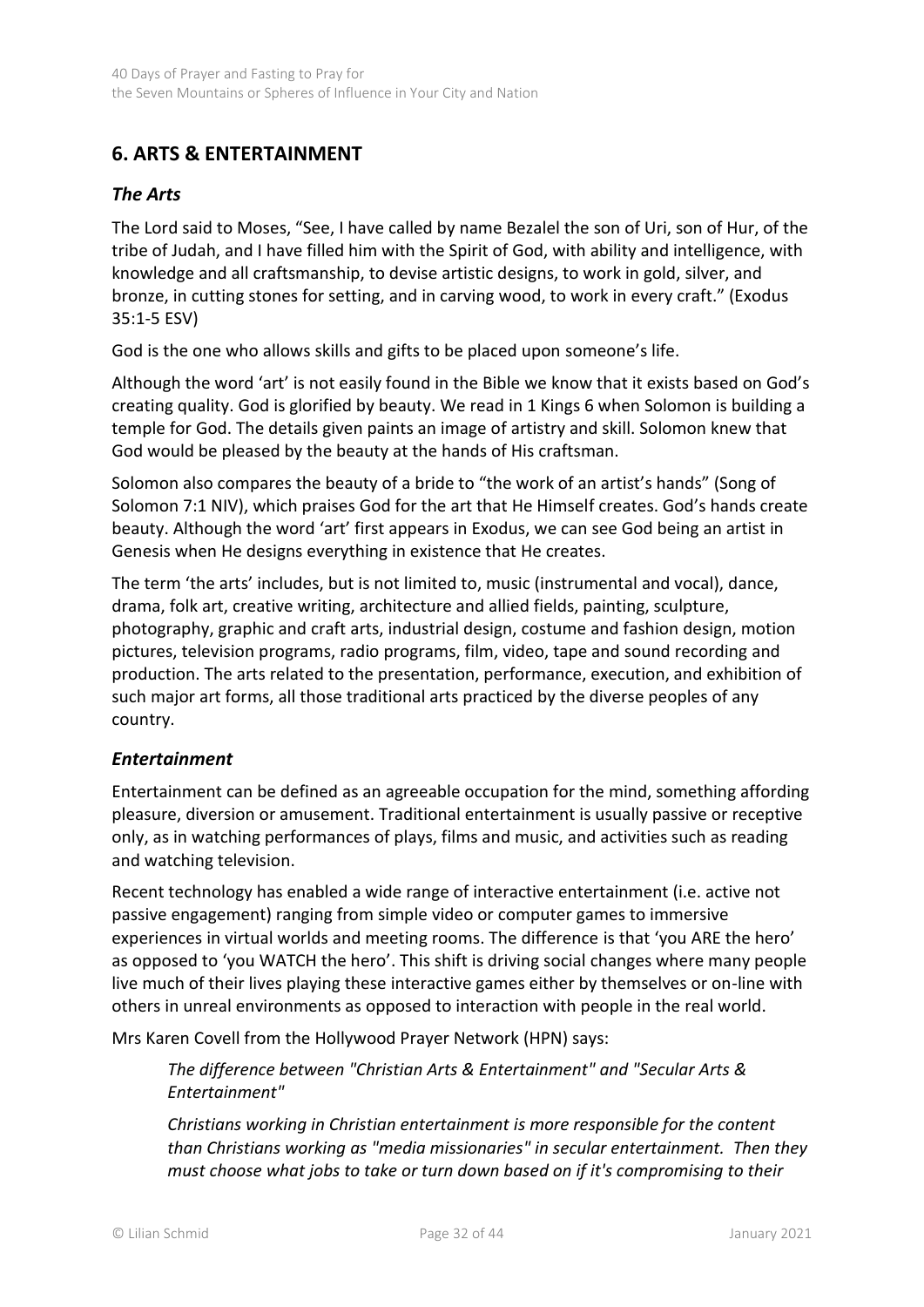## 6. ARTS & ENTERTAINMENT

### *The Arts*

The Lord said to Moses, "See, I have called by name Bezalel the son of Uri, son of Hur, of the tribe of Judah, and I have filled him with the Spirit of God, with ability and intelligence, with knowledge and all craftsmanship, to devise artistic designs, to work in gold, silver, and bronze, in cutting stones for setting, and in carving wood, to work in every craft." (Exodus 35:1-5 ESV)

God is the one who allows skills and gifts to be placed upon someone's life.

Although the word 'art' is not easily found in the Bible we know that it exists based on God's creating quality. God is glorified by beauty. We read in 1 Kings 6 when Solomon is building a temple for God. The details given paints an image of artistry and skill. Solomon knew that God would be pleased by the beauty at the hands of His craftsman.

Solomon also compares the beauty of a bride to "the work of an artist's hands" (Song of Solomon 7:1 NIV), which praises God for the art that He Himself creates. God's hands create beauty. Although the word 'art' first appears in Exodus, we can see God being an artist in Genesis when He designs everything in existence that He creates.

The term 'the arts' includes, but is not limited to, music (instrumental and vocal), dance, drama, folk art, creative writing, architecture and allied fields, painting, sculpture, photography, graphic and craft arts, industrial design, costume and fashion design, motion pictures, television programs, radio programs, film, video, tape and sound recording and production. The arts related to the presentation, performance, execution, and exhibition of such major art forms, all those traditional arts practiced by the diverse peoples of any country.

### *Entertainment*

Entertainment can be defined as an agreeable occupation for the mind, something affording pleasure, diversion or amusement. Traditional entertainment is usually passive or receptive only, as in watching performances of plays, films and music, and activities such as reading and watching television.

Recent technology has enabled a wide range of interactive entertainment (i.e. active not passive engagement) ranging from simple video or computer games to immersive experiences in virtual worlds and meeting rooms. The difference is that 'you ARE the hero' as opposed to 'you WATCH the hero'. This shift is driving social changes where many people live much of their lives playing these interactive games either by themselves or on-line with others in unreal environments as opposed to interaction with people in the real world.

Mrs Karen Covell from the Hollywood Prayer Network (HPN) says:

> *The difference between "Christian Arts & Entertainment" and "Secular Arts & Entertainment"*
>
> *Christians working in Christian entertainment is more responsible for the content than Christians working as "media missionaries" in secular entertainment. Then they must choose what jobs to take or turn down based on if it's compromising to their*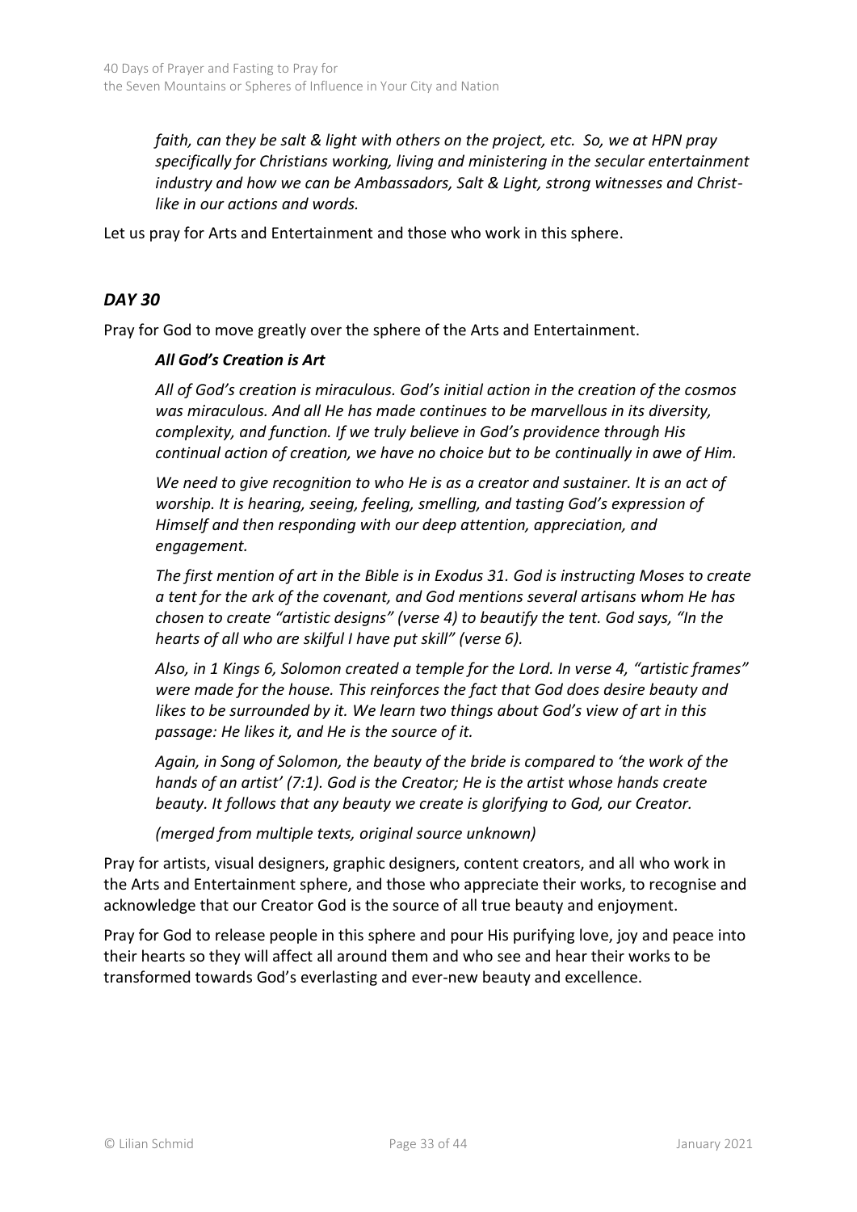*faith, can they be salt & light with others on the project, etc. So, we at HPN pray specifically for Christians working, living and ministering in the secular entertainment industry and how we can be Ambassadors, Salt & Light, strong witnesses and Christ-like in our actions and words.*

Let us pray for Arts and Entertainment and those who work in this sphere.

### *DAY 30*

Pray for God to move greatly over the sphere of the Arts and Entertainment.

> ***All God's Creation is Art***
>
> *All of God's creation is miraculous. God's initial action in the creation of the cosmos was miraculous. And all He has made continues to be marvellous in its diversity, complexity, and function. If we truly believe in God's providence through His continual action of creation, we have no choice but to be continually in awe of Him.*
>
> *We need to give recognition to who He is as a creator and sustainer. It is an act of worship. It is hearing, seeing, feeling, smelling, and tasting God's expression of Himself and then responding with our deep attention, appreciation, and engagement.*
>
> *The first mention of art in the Bible is in Exodus 31. God is instructing Moses to create a tent for the ark of the covenant, and God mentions several artisans whom He has chosen to create "artistic designs" (verse 4) to beautify the tent. God says, "In the hearts of all who are skilful I have put skill" (verse 6).*
>
> *Also, in 1 Kings 6, Solomon created a temple for the Lord. In verse 4, "artistic frames" were made for the house. This reinforces the fact that God does desire beauty and likes to be surrounded by it. We learn two things about God's view of art in this passage: He likes it, and He is the source of it.*
>
> *Again, in Song of Solomon, the beauty of the bride is compared to 'the work of the hands of an artist' (7:1). God is the Creator; He is the artist whose hands create beauty. It follows that any beauty we create is glorifying to God, our Creator.*
>
> *(merged from multiple texts, original source unknown)*

Pray for artists, visual designers, graphic designers, content creators, and all who work in the Arts and Entertainment sphere, and those who appreciate their works, to recognise and acknowledge that our Creator God is the source of all true beauty and enjoyment.

Pray for God to release people in this sphere and pour His purifying love, joy and peace into their hearts so they will affect all around them and who see and hear their works to be transformed towards God's everlasting and ever-new beauty and excellence.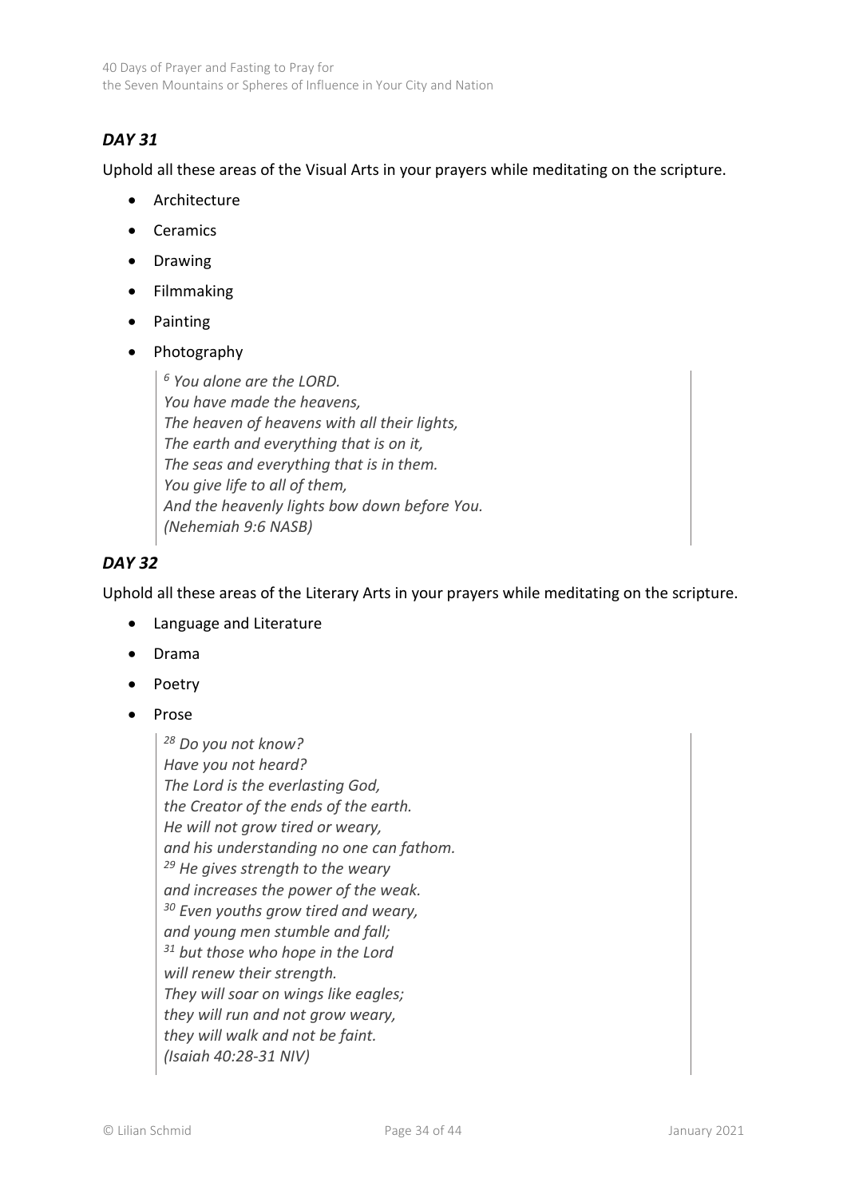## *DAY 31*

Uphold all these areas of the Visual Arts in your prayers while meditating on the scripture.

- Architecture
- Ceramics
- Drawing
- Filmmaking
- Painting
- Photography

> *[6] You alone are the LORD.*
> *You have made the heavens,*
> *The heaven of heavens with all their lights,*
> *The earth and everything that is on it,*
> *The seas and everything that is in them.*
> *You give life to all of them,*
> *And the heavenly lights bow down before You.*
> *(Nehemiah 9:6 NASB)*

## *DAY 32*

Uphold all these areas of the Literary Arts in your prayers while meditating on the scripture.

- Language and Literature
- Drama
- Poetry
- Prose

> *[28] Do you not know?*
> *Have you not heard?*
> *The Lord is the everlasting God,*
> *the Creator of the ends of the earth.*
> *He will not grow tired or weary,*
> *and his understanding no one can fathom.*
> *[29] He gives strength to the weary*
> *and increases the power of the weak.*
> *[30] Even youths grow tired and weary,*
> *and young men stumble and fall;*
> *[31] but those who hope in the Lord*
> *will renew their strength.*
> *They will soar on wings like eagles;*
> *they will run and not grow weary,*
> *they will walk and not be faint.*
> *(Isaiah 40:28-31 NIV)*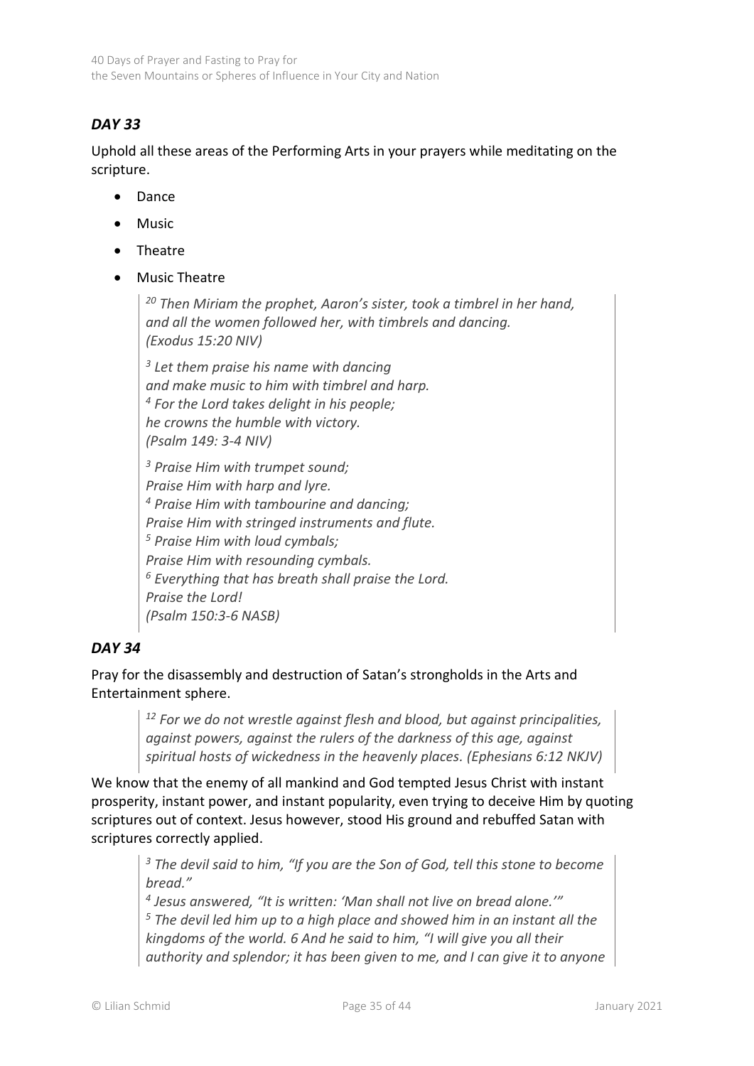## *DAY 33*

Uphold all these areas of the Performing Arts in your prayers while meditating on the scripture.

- Dance
- Music
- Theatre
- Music Theatre

> *[20] Then Miriam the prophet, Aaron's sister, took a timbrel in her hand, and all the women followed her, with timbrels and dancing. (Exodus 15:20 NIV)*
>
> *[3] Let them praise his name with dancing*
> *and make music to him with timbrel and harp.*
> *[4] For the Lord takes delight in his people;*
> *he crowns the humble with victory.*
> *(Psalm 149: 3-4 NIV)*
>
> *[3] Praise Him with trumpet sound;*
> *Praise Him with harp and lyre.*
> *[4] Praise Him with tambourine and dancing;*
> *Praise Him with stringed instruments and flute.*
> *[5] Praise Him with loud cymbals;*
> *Praise Him with resounding cymbals.*
> *[6] Everything that has breath shall praise the Lord.*
> *Praise the Lord!*
> *(Psalm 150:3-6 NASB)*

## *DAY 34*

Pray for the disassembly and destruction of Satan's strongholds in the Arts and Entertainment sphere.

> *[12] For we do not wrestle against flesh and blood, but against principalities, against powers, against the rulers of the darkness of this age, against spiritual hosts of wickedness in the heavenly places. (Ephesians 6:12 NKJV)*

We know that the enemy of all mankind and God tempted Jesus Christ with instant prosperity, instant power, and instant popularity, even trying to deceive Him by quoting scriptures out of context. Jesus however, stood His ground and rebuffed Satan with scriptures correctly applied.

> *[3] The devil said to him, "If you are the Son of God, tell this stone to become bread."*
> *[4] Jesus answered, "It is written: 'Man shall not live on bread alone.'"*
> *[5] The devil led him up to a high place and showed him in an instant all the kingdoms of the world. 6 And he said to him, "I will give you all their authority and splendor; it has been given to me, and I can give it to anyone*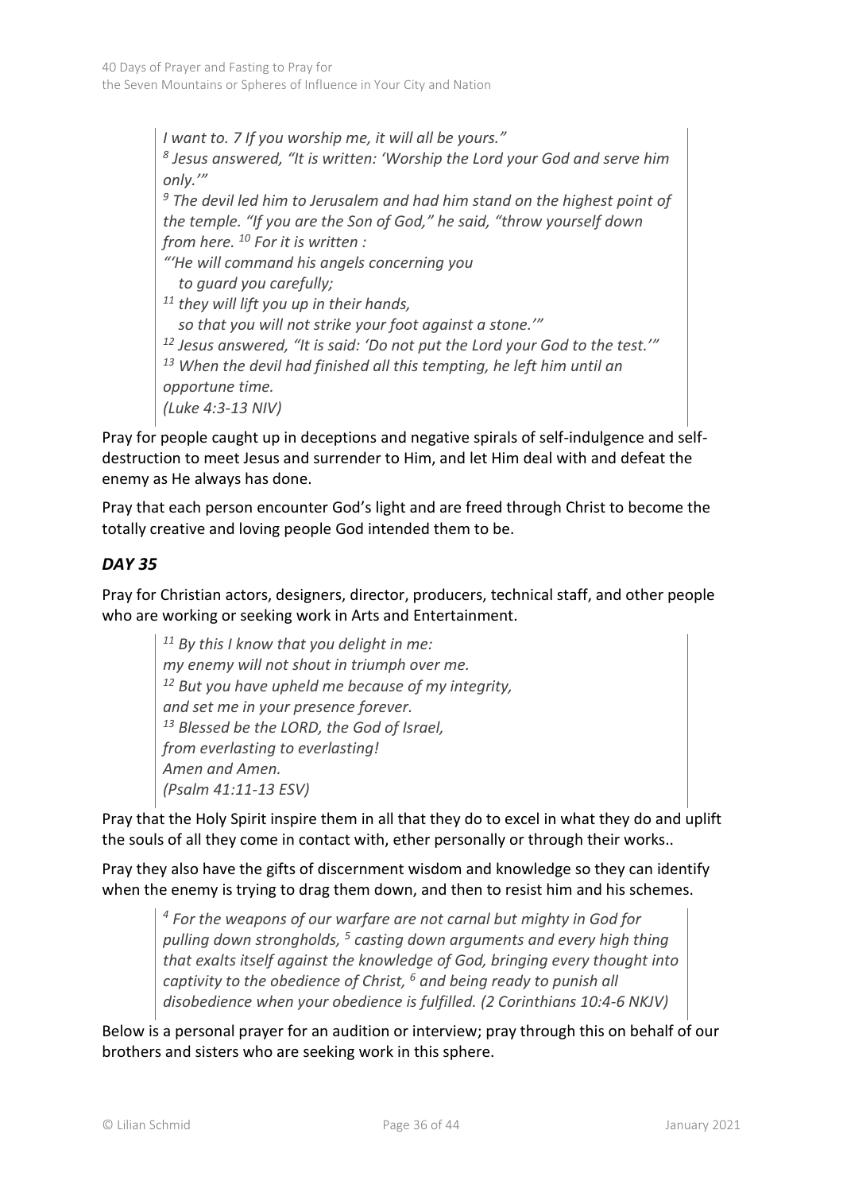> *I want to. 7 If you worship me, it will all be yours."*
> *[8] Jesus answered, "It is written: 'Worship the Lord your God and serve him only.'"*
> *[9] The devil led him to Jerusalem and had him stand on the highest point of the temple. "If you are the Son of God," he said, "throw yourself down from here. [10] For it is written :*
> *"'He will command his angels concerning you*
> *to guard you carefully;*
> *[11] they will lift you up in their hands,*
> *so that you will not strike your foot against a stone.'"*
> *[12] Jesus answered, "It is said: 'Do not put the Lord your God to the test.'"*
> *[13] When the devil had finished all this tempting, he left him until an opportune time.*
> *(Luke 4:3-13 NIV)*

Pray for people caught up in deceptions and negative spirals of self-indulgence and self-destruction to meet Jesus and surrender to Him, and let Him deal with and defeat the enemy as He always has done.

Pray that each person encounter God's light and are freed through Christ to become the totally creative and loving people God intended them to be.

## *DAY 35*

Pray for Christian actors, designers, director, producers, technical staff, and other people who are working or seeking work in Arts and Entertainment.

> *[11] By this I know that you delight in me:*
> *my enemy will not shout in triumph over me.*
> *[12] But you have upheld me because of my integrity,*
> *and set me in your presence forever.*
> *[13] Blessed be the LORD, the God of Israel,*
> *from everlasting to everlasting!*
> *Amen and Amen.*
> *(Psalm 41:11-13 ESV)*

Pray that the Holy Spirit inspire them in all that they do to excel in what they do and uplift the souls of all they come in contact with, ether personally or through their works..

Pray they also have the gifts of discernment wisdom and knowledge so they can identify when the enemy is trying to drag them down, and then to resist him and his schemes.

> *[4] For the weapons of our warfare are not carnal but mighty in God for pulling down strongholds, [5] casting down arguments and every high thing that exalts itself against the knowledge of God, bringing every thought into captivity to the obedience of Christ, [6] and being ready to punish all disobedience when your obedience is fulfilled. (2 Corinthians 10:4-6 NKJV)*

Below is a personal prayer for an audition or interview; pray through this on behalf of our brothers and sisters who are seeking work in this sphere.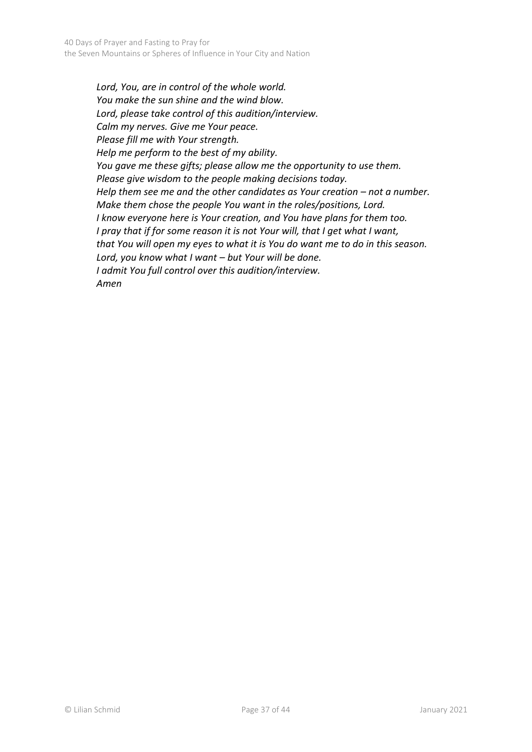*Lord, You, are in control of the whole world.*
*You make the sun shine and the wind blow.*
*Lord, please take control of this audition/interview.*
*Calm my nerves. Give me Your peace.*
*Please fill me with Your strength.*
*Help me perform to the best of my ability.*
*You gave me these gifts; please allow me the opportunity to use them.*
*Please give wisdom to the people making decisions today.*
*Help them see me and the other candidates as Your creation – not a number.*
*Make them chose the people You want in the roles/positions, Lord.*
*I know everyone here is Your creation, and You have plans for them too.*
*I pray that if for some reason it is not Your will, that I get what I want,*
*that You will open my eyes to what it is You do want me to do in this season.*
*Lord, you know what I want – but Your will be done.*
*I admit You full control over this audition/interview.*
*Amen*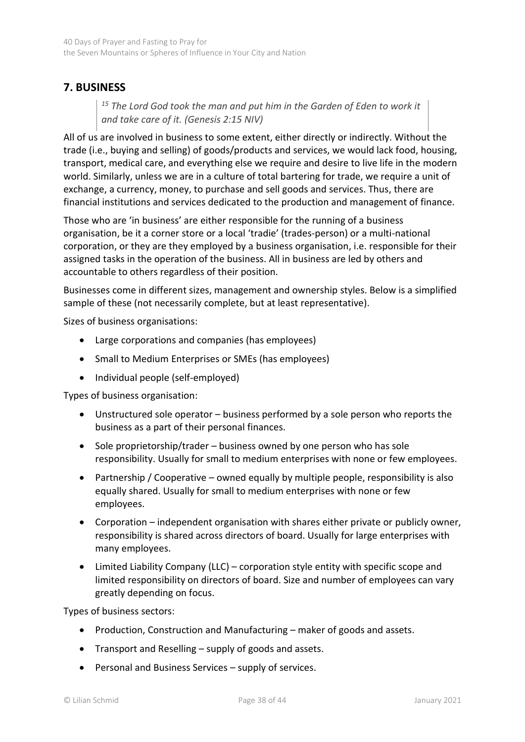## 7. BUSINESS

> [15] *The Lord God took the man and put him in the Garden of Eden to work it and take care of it. (Genesis 2:15 NIV)*

All of us are involved in business to some extent, either directly or indirectly. Without the trade (i.e., buying and selling) of goods/products and services, we would lack food, housing, transport, medical care, and everything else we require and desire to live life in the modern world. Similarly, unless we are in a culture of total bartering for trade, we require a unit of exchange, a currency, money, to purchase and sell goods and services. Thus, there are financial institutions and services dedicated to the production and management of finance.

Those who are 'in business' are either responsible for the running of a business organisation, be it a corner store or a local 'tradie' (trades-person) or a multi-national corporation, or they are they employed by a business organisation, i.e. responsible for their assigned tasks in the operation of the business. All in business are led by others and accountable to others regardless of their position.

Businesses come in different sizes, management and ownership styles. Below is a simplified sample of these (not necessarily complete, but at least representative).

Sizes of business organisations:

- Large corporations and companies (has employees)
- Small to Medium Enterprises or SMEs (has employees)
- Individual people (self-employed)

Types of business organisation:

- Unstructured sole operator – business performed by a sole person who reports the business as a part of their personal finances.
- Sole proprietorship/trader – business owned by one person who has sole responsibility. Usually for small to medium enterprises with none or few employees.
- Partnership / Cooperative – owned equally by multiple people, responsibility is also equally shared. Usually for small to medium enterprises with none or few employees.
- Corporation – independent organisation with shares either private or publicly owner, responsibility is shared across directors of board. Usually for large enterprises with many employees.
- Limited Liability Company (LLC) – corporation style entity with specific scope and limited responsibility on directors of board. Size and number of employees can vary greatly depending on focus.

Types of business sectors:

- Production, Construction and Manufacturing – maker of goods and assets.
- Transport and Reselling – supply of goods and assets.
- Personal and Business Services – supply of services.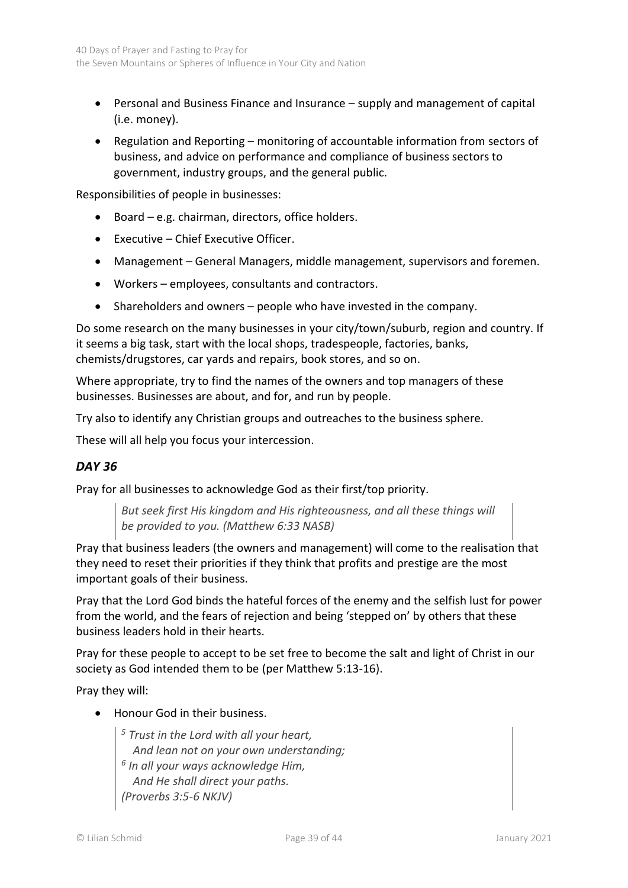- Personal and Business Finance and Insurance – supply and management of capital (i.e. money).
- Regulation and Reporting – monitoring of accountable information from sectors of business, and advice on performance and compliance of business sectors to government, industry groups, and the general public.

Responsibilities of people in businesses:

- Board – e.g. chairman, directors, office holders.
- Executive – Chief Executive Officer.
- Management – General Managers, middle management, supervisors and foremen.
- Workers – employees, consultants and contractors.
- Shareholders and owners – people who have invested in the company.

Do some research on the many businesses in your city/town/suburb, region and country. If it seems a big task, start with the local shops, tradespeople, factories, banks, chemists/drugstores, car yards and repairs, book stores, and so on.

Where appropriate, try to find the names of the owners and top managers of these businesses. Businesses are about, and for, and run by people.

Try also to identify any Christian groups and outreaches to the business sphere.

These will all help you focus your intercession.

### *DAY 36*

Pray for all businesses to acknowledge God as their first/top priority.

> *But seek first His kingdom and His righteousness, and all these things will be provided to you. (Matthew 6:33 NASB)*

Pray that business leaders (the owners and management) will come to the realisation that they need to reset their priorities if they think that profits and prestige are the most important goals of their business.

Pray that the Lord God binds the hateful forces of the enemy and the selfish lust for power from the world, and the fears of rejection and being 'stepped on' by others that these business leaders hold in their hearts.

Pray for these people to accept to be set free to become the salt and light of Christ in our society as God intended them to be (per Matthew 5:13-16).

Pray they will:

- Honour God in their business.

> *5 Trust in the Lord with all your heart,*
> *And lean not on your own understanding;*
> *6 In all your ways acknowledge Him,*
> *And He shall direct your paths.*
> *(Proverbs 3:5-6 NKJV)*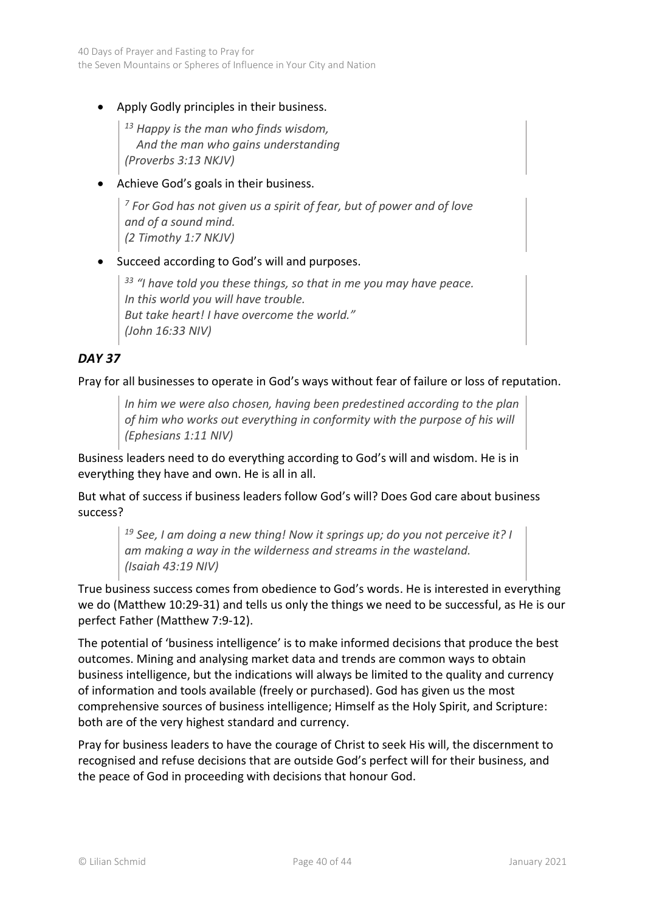- Apply Godly principles in their business.

  > [13] *Happy is the man who finds wisdom,*
  > *And the man who gains understanding*
  > *(Proverbs 3:13 NKJV)*

- Achieve God's goals in their business.

  > [7] *For God has not given us a spirit of fear, but of power and of love and of a sound mind.*
  > *(2 Timothy 1:7 NKJV)*

- Succeed according to God's will and purposes.

  > [33] *"I have told you these things, so that in me you may have peace.*
  > *In this world you will have trouble.*
  > *But take heart! I have overcome the world."*
  > *(John 16:33 NIV)*

### *DAY 37*

Pray for all businesses to operate in God's ways without fear of failure or loss of reputation.

> *In him we were also chosen, having been predestined according to the plan of him who works out everything in conformity with the purpose of his will (Ephesians 1:11 NIV)*

Business leaders need to do everything according to God's will and wisdom. He is in everything they have and own. He is all in all.

But what of success if business leaders follow God's will? Does God care about business success?

> [19] *See, I am doing a new thing! Now it springs up; do you not perceive it? I am making a way in the wilderness and streams in the wasteland.*
> *(Isaiah 43:19 NIV)*

True business success comes from obedience to God's words. He is interested in everything we do (Matthew 10:29-31) and tells us only the things we need to be successful, as He is our perfect Father (Matthew 7:9-12).

The potential of 'business intelligence' is to make informed decisions that produce the best outcomes. Mining and analysing market data and trends are common ways to obtain business intelligence, but the indications will always be limited to the quality and currency of information and tools available (freely or purchased). God has given us the most comprehensive sources of business intelligence; Himself as the Holy Spirit, and Scripture: both are of the very highest standard and currency.

Pray for business leaders to have the courage of Christ to seek His will, the discernment to recognised and refuse decisions that are outside God's perfect will for their business, and the peace of God in proceeding with decisions that honour God.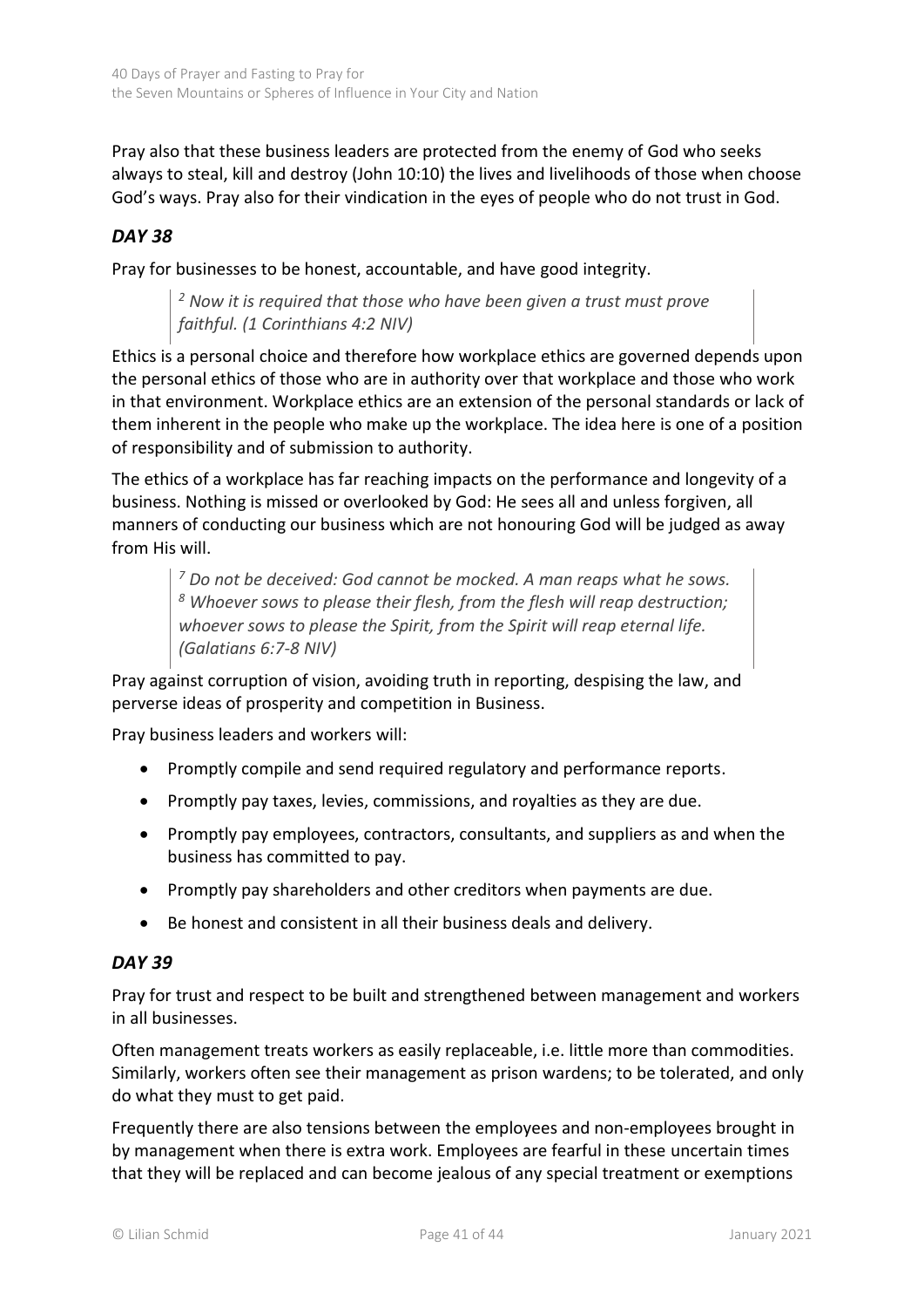Pray also that these business leaders are protected from the enemy of God who seeks always to steal, kill and destroy (John 10:10) the lives and livelihoods of those when choose God's ways. Pray also for their vindication in the eyes of people who do not trust in God.

### *DAY 38*

Pray for businesses to be honest, accountable, and have good integrity.

> *[2] Now it is required that those who have been given a trust must prove faithful. (1 Corinthians 4:2 NIV)*

Ethics is a personal choice and therefore how workplace ethics are governed depends upon the personal ethics of those who are in authority over that workplace and those who work in that environment. Workplace ethics are an extension of the personal standards or lack of them inherent in the people who make up the workplace. The idea here is one of a position of responsibility and of submission to authority.

The ethics of a workplace has far reaching impacts on the performance and longevity of a business. Nothing is missed or overlooked by God: He sees all and unless forgiven, all manners of conducting our business which are not honouring God will be judged as away from His will.

> *[7] Do not be deceived: God cannot be mocked. A man reaps what he sows. [8] Whoever sows to please their flesh, from the flesh will reap destruction; whoever sows to please the Spirit, from the Spirit will reap eternal life. (Galatians 6:7-8 NIV)*

Pray against corruption of vision, avoiding truth in reporting, despising the law, and perverse ideas of prosperity and competition in Business.

Pray business leaders and workers will:

- Promptly compile and send required regulatory and performance reports.
- Promptly pay taxes, levies, commissions, and royalties as they are due.
- Promptly pay employees, contractors, consultants, and suppliers as and when the business has committed to pay.
- Promptly pay shareholders and other creditors when payments are due.
- Be honest and consistent in all their business deals and delivery.

### *DAY 39*

Pray for trust and respect to be built and strengthened between management and workers in all businesses.

Often management treats workers as easily replaceable, i.e. little more than commodities. Similarly, workers often see their management as prison wardens; to be tolerated, and only do what they must to get paid.

Frequently there are also tensions between the employees and non-employees brought in by management when there is extra work. Employees are fearful in these uncertain times that they will be replaced and can become jealous of any special treatment or exemptions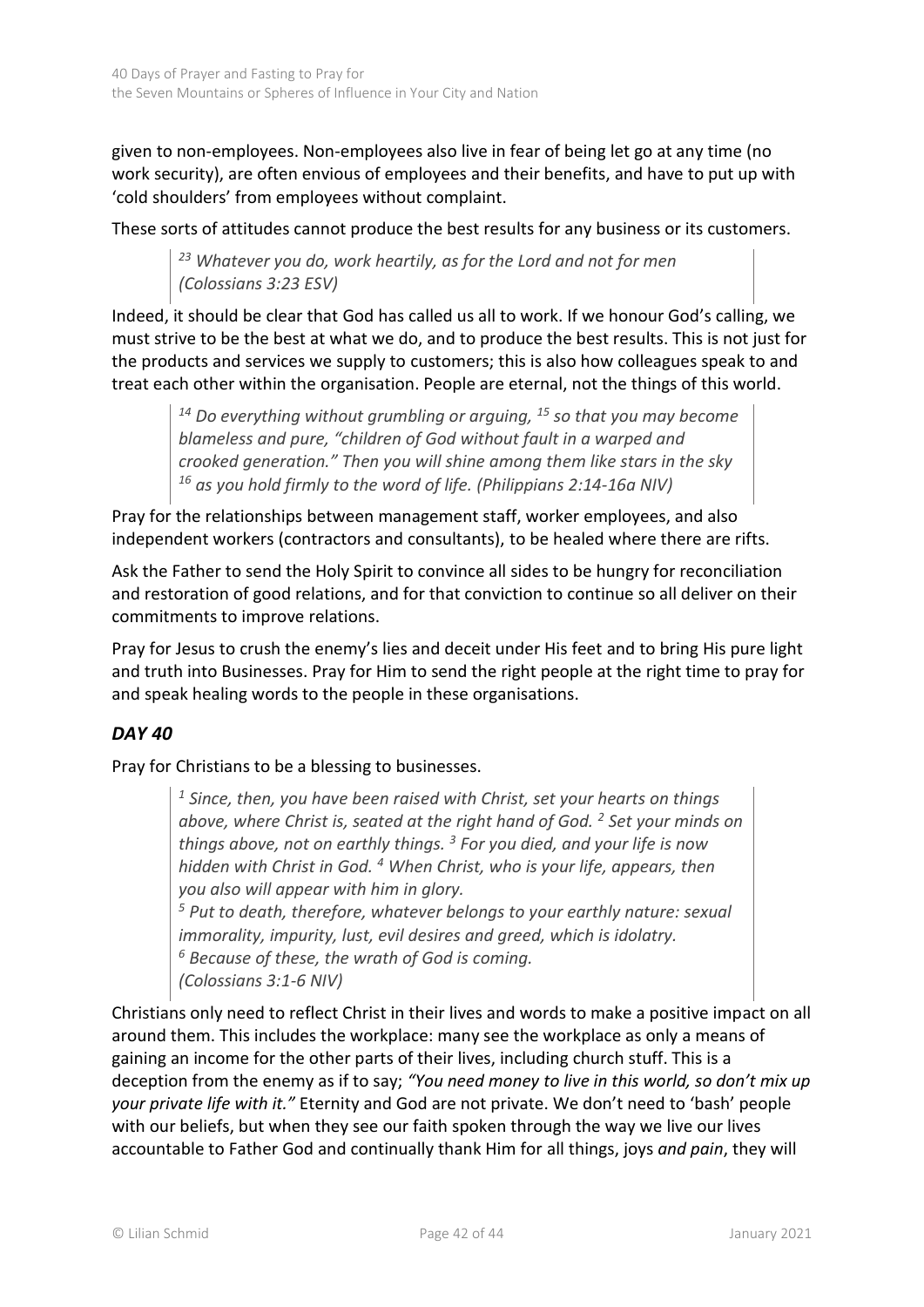given to non-employees. Non-employees also live in fear of being let go at any time (no work security), are often envious of employees and their benefits, and have to put up with 'cold shoulders' from employees without complaint.

These sorts of attitudes cannot produce the best results for any business or its customers.

> *[23] Whatever you do, work heartily, as for the Lord and not for men (Colossians 3:23 ESV)*

Indeed, it should be clear that God has called us all to work. If we honour God's calling, we must strive to be the best at what we do, and to produce the best results. This is not just for the products and services we supply to customers; this is also how colleagues speak to and treat each other within the organisation. People are eternal, not the things of this world.

> *[14] Do everything without grumbling or arguing, [15] so that you may become blameless and pure, "children of God without fault in a warped and crooked generation." Then you will shine among them like stars in the sky [16] as you hold firmly to the word of life. (Philippians 2:14-16a NIV)*

Pray for the relationships between management staff, worker employees, and also independent workers (contractors and consultants), to be healed where there are rifts.

Ask the Father to send the Holy Spirit to convince all sides to be hungry for reconciliation and restoration of good relations, and for that conviction to continue so all deliver on their commitments to improve relations.

Pray for Jesus to crush the enemy's lies and deceit under His feet and to bring His pure light and truth into Businesses. Pray for Him to send the right people at the right time to pray for and speak healing words to the people in these organisations.

## *DAY 40*

Pray for Christians to be a blessing to businesses.

> *[1] Since, then, you have been raised with Christ, set your hearts on things above, where Christ is, seated at the right hand of God. [2] Set your minds on things above, not on earthly things. [3] For you died, and your life is now hidden with Christ in God. [4] When Christ, who is your life, appears, then you also will appear with him in glory.*
> *[5] Put to death, therefore, whatever belongs to your earthly nature: sexual immorality, impurity, lust, evil desires and greed, which is idolatry.*
> *[6] Because of these, the wrath of God is coming.*
> *(Colossians 3:1-6 NIV)*

Christians only need to reflect Christ in their lives and words to make a positive impact on all around them. This includes the workplace: many see the workplace as only a means of gaining an income for the other parts of their lives, including church stuff. This is a deception from the enemy as if to say; *"You need money to live in this world, so don't mix up your private life with it."* Eternity and God are not private. We don't need to 'bash' people with our beliefs, but when they see our faith spoken through the way we live our lives accountable to Father God and continually thank Him for all things, joys *and pain*, they will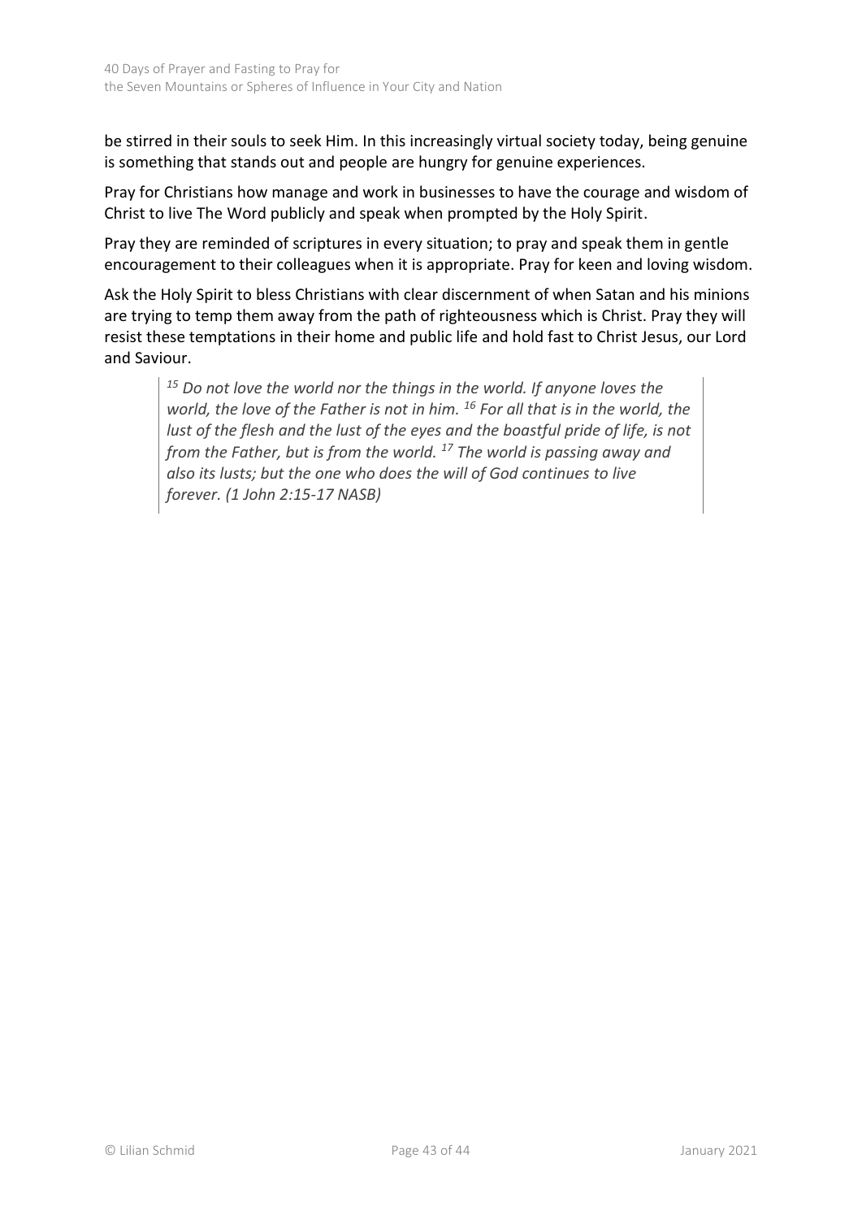be stirred in their souls to seek Him. In this increasingly virtual society today, being genuine is something that stands out and people are hungry for genuine experiences.

Pray for Christians how manage and work in businesses to have the courage and wisdom of Christ to live The Word publicly and speak when prompted by the Holy Spirit.

Pray they are reminded of scriptures in every situation; to pray and speak them in gentle encouragement to their colleagues when it is appropriate. Pray for keen and loving wisdom.

Ask the Holy Spirit to bless Christians with clear discernment of when Satan and his minions are trying to temp them away from the path of righteousness which is Christ. Pray they will resist these temptations in their home and public life and hold fast to Christ Jesus, our Lord and Saviour.

> *[15] Do not love the world nor the things in the world. If anyone loves the world, the love of the Father is not in him. [16] For all that is in the world, the lust of the flesh and the lust of the eyes and the boastful pride of life, is not from the Father, but is from the world. [17] The world is passing away and also its lusts; but the one who does the will of God continues to live forever. (1 John 2:15-17 NASB)*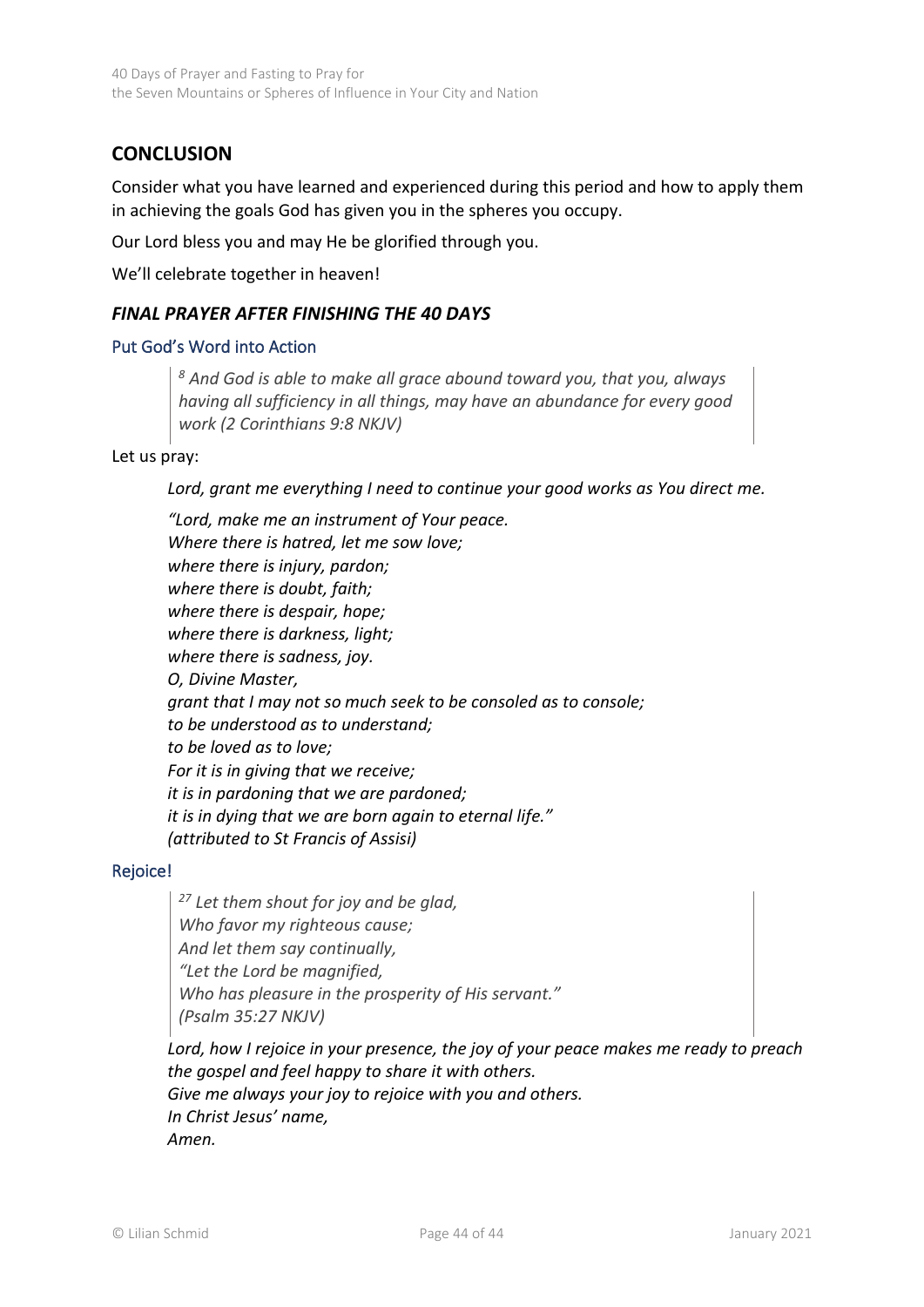## CONCLUSION

Consider what you have learned and experienced during this period and how to apply them in achieving the goals God has given you in the spheres you occupy.

Our Lord bless you and may He be glorified through you.

We'll celebrate together in heaven!

### *FINAL PRAYER AFTER FINISHING THE 40 DAYS*

#### Put God's Word into Action

> *[8] And God is able to make all grace abound toward you, that you, always having all sufficiency in all things, may have an abundance for every good work (2 Corinthians 9:8 NKJV)*

Let us pray:

*Lord, grant me everything I need to continue your good works as You direct me.*

*"Lord, make me an instrument of Your peace.*
*Where there is hatred, let me sow love;*
*where there is injury, pardon;*
*where there is doubt, faith;*
*where there is despair, hope;*
*where there is darkness, light;*
*where there is sadness, joy.*
*O, Divine Master,*
*grant that I may not so much seek to be consoled as to console;*
*to be understood as to understand;*
*to be loved as to love;*
*For it is in giving that we receive;*
*it is in pardoning that we are pardoned;*
*it is in dying that we are born again to eternal life."*
*(attributed to St Francis of Assisi)*

#### Rejoice!

> *[27] Let them shout for joy and be glad,*
> *Who favor my righteous cause;*
> *And let them say continually,*
> *"Let the Lord be magnified,*
> *Who has pleasure in the prosperity of His servant."*
> *(Psalm 35:27 NKJV)*

*Lord, how I rejoice in your presence, the joy of your peace makes me ready to preach the gospel and feel happy to share it with others.*
*Give me always your joy to rejoice with you and others.*
*In Christ Jesus' name,*
*Amen.*